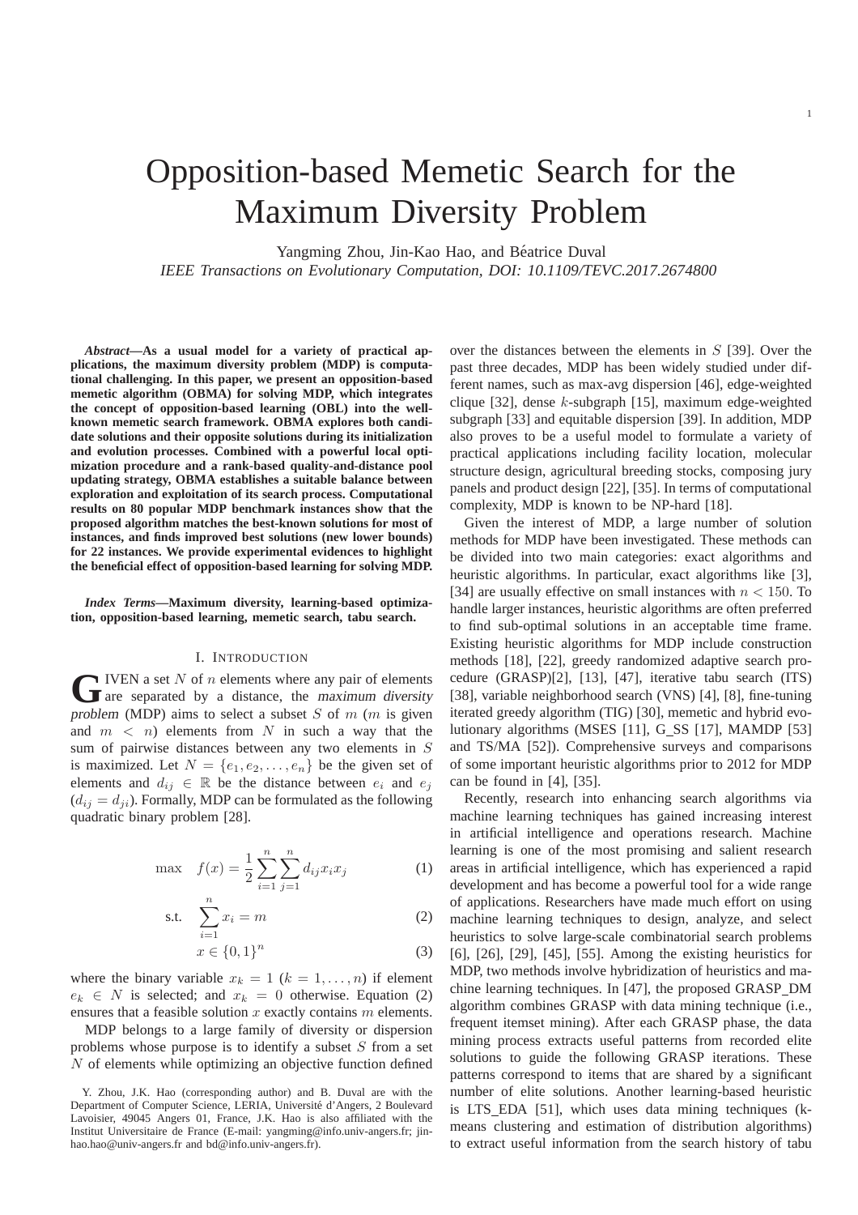# Opposition-based Memetic Search for the Maximum Diversity Problem

Yangming Zhou, Jin-Kao Hao, and Béatrice Duval

*IEEE Transactions on Evolutionary Computation, DOI: 10.1109/TEVC.2017.2674800*

***Abstract*—As a usual model for a variety of practical applications, the maximum diversity problem (MDP) is computational challenging. In this paper, we present an opposition-based memetic algorithm (OBMA) for solving MDP, which integrates the concept of opposition-based learning (OBL) into the well-known memetic search framework. OBMA explores both candidate solutions and their opposite solutions during its initialization and evolution processes. Combined with a powerful local optimization procedure and a rank-based quality-and-distance pool updating strategy, OBMA establishes a suitable balance between exploration and exploitation of its search process. Computational results on 80 popular MDP benchmark instances show that the proposed algorithm matches the best-known solutions for most of instances, and finds improved best solutions (new lower bounds) for 22 instances. We provide experimental evidences to highlight the beneficial effect of opposition-based learning for solving MDP.**

***Index Terms*—Maximum diversity, learning-based optimization, opposition-based learning, memetic search, tabu search.**

## I. Introduction

Given a set $N$ of $n$ elements where any pair of elements are separated by a distance, the *maximum diversity problem* (MDP) aims to select a subset $S$ of $m$ ($m$ is given and $m < n$) elements from $N$ in such a way that the sum of pairwise distances between any two elements in $S$ is maximized. Let $N = \{e_1, e_2, \ldots, e_n\}$ be the given set of elements and $d_{ij} \in \mathbb{R}$ be the distance between $e_i$ and $e_j$ ($d_{ij} = d_{ji}$). Formally, MDP can be formulated as the following quadratic binary problem [28].

$$\max \quad f(x) = \frac{1}{2}\sum_{i=1}^{n}\sum_{j=1}^{n} d_{ij}x_i x_j \tag{1}$$

$$\text{s.t.} \quad \sum_{i=1}^{n} x_i = m \tag{2}$$

$$x \in \{0,1\}^n \tag{3}$$

where the binary variable $x_k = 1$ ($k = 1, \ldots, n$) if element $e_k \in N$ is selected; and $x_k = 0$ otherwise. Equation (2) ensures that a feasible solution $x$ exactly contains $m$ elements.

MDP belongs to a large family of diversity or dispersion problems whose purpose is to identify a subset $S$ from a set $N$ of elements while optimizing an objective function defined over the distances between the elements in $S$ [39]. Over the past three decades, MDP has been widely studied under different names, such as max-avg dispersion [46], edge-weighted clique [32], dense $k$-subgraph [15], maximum edge-weighted subgraph [33] and equitable dispersion [39]. In addition, MDP also proves to be a useful model to formulate a variety of practical applications including facility location, molecular structure design, agricultural breeding stocks, composing jury panels and product design [22], [35]. In terms of computational complexity, MDP is known to be NP-hard [18].

Given the interest of MDP, a large number of solution methods for MDP have been investigated. These methods can be divided into two main categories: exact algorithms and heuristic algorithms. In particular, exact algorithms like [3], [34] are usually effective on small instances with $n < 150$. To handle larger instances, heuristic algorithms are often preferred to find sub-optimal solutions in an acceptable time frame. Existing heuristic algorithms for MDP include construction methods [18], [22], greedy randomized adaptive search procedure (GRASP)[2], [13], [47], iterative tabu search (ITS) [38], variable neighborhood search (VNS) [4], [8], fine-tuning iterated greedy algorithm (TIG) [30], memetic and hybrid evolutionary algorithms (MSES [11], G_SS [17], MAMDP [53] and TS/MA [52]). Comprehensive surveys and comparisons of some important heuristic algorithms prior to 2012 for MDP can be found in [4], [35].

Recently, research into enhancing search algorithms via machine learning techniques has gained increasing interest in artificial intelligence and operations research. Machine learning is one of the most promising and salient research areas in artificial intelligence, which has experienced a rapid development and has become a powerful tool for a wide range of applications. Researchers have made much effort on using machine learning techniques to design, analyze, and select heuristics to solve large-scale combinatorial search problems [6], [26], [29], [45], [55]. Among the existing heuristics for MDP, two methods involve hybridization of heuristics and machine learning techniques. In [47], the proposed GRASP_DM algorithm combines GRASP with data mining technique (i.e., frequent itemset mining). After each GRASP phase, the data mining process extracts useful patterns from recorded elite solutions to guide the following GRASP iterations. These patterns correspond to items that are shared by a significant number of elite solutions. Another learning-based heuristic is LTS_EDA [51], which uses data mining techniques (k-means clustering and estimation of distribution algorithms) to extract useful information from the search history of tabu

Y. Zhou, J.K. Hao (corresponding author) and B. Duval are with the Department of Computer Science, LERIA, Université d'Angers, 2 Boulevard Lavoisier, 49045 Angers 01, France, J.K. Hao is also affiliated with the Institut Universitaire de France (E-mail: yangming@info.univ-angers.fr; jin-hao.hao@univ-angers.fr and bd@info.univ-angers.fr).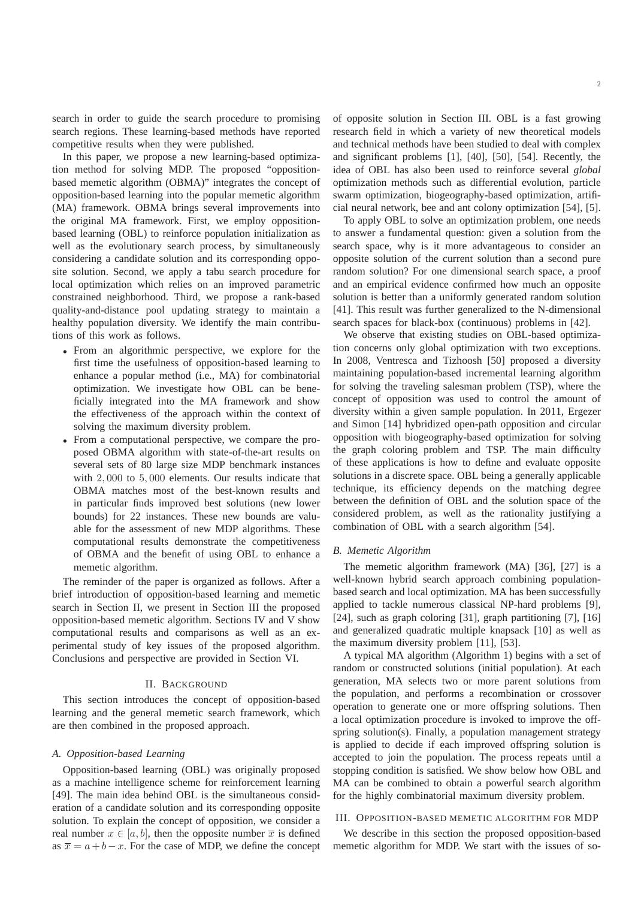search in order to guide the search procedure to promising search regions. These learning-based methods have reported competitive results when they were published.

In this paper, we propose a new learning-based optimization method for solving MDP. The proposed "opposition-based memetic algorithm (OBMA)" integrates the concept of opposition-based learning into the popular memetic algorithm (MA) framework. OBMA brings several improvements into the original MA framework. First, we employ opposition-based learning (OBL) to reinforce population initialization as well as the evolutionary search process, by simultaneously considering a candidate solution and its corresponding opposite solution. Second, we apply a tabu search procedure for local optimization which relies on an improved parametric constrained neighborhood. Third, we propose a rank-based quality-and-distance pool updating strategy to maintain a healthy population diversity. We identify the main contributions of this work as follows.

- From an algorithmic perspective, we explore for the first time the usefulness of opposition-based learning to enhance a popular method (i.e., MA) for combinatorial optimization. We investigate how OBL can be beneficially integrated into the MA framework and show the effectiveness of the approach within the context of solving the maximum diversity problem.
- From a computational perspective, we compare the proposed OBMA algorithm with state-of-the-art results on several sets of 80 large size MDP benchmark instances with $2,000$ to $5,000$ elements. Our results indicate that OBMA matches most of the best-known results and in particular finds improved best solutions (new lower bounds) for 22 instances. These new bounds are valuable for the assessment of new MDP algorithms. These computational results demonstrate the competitiveness of OBMA and the benefit of using OBL to enhance a memetic algorithm.

The reminder of the paper is organized as follows. After a brief introduction of opposition-based learning and memetic search in Section II, we present in Section III the proposed opposition-based memetic algorithm. Sections IV and V show computational results and comparisons as well as an experimental study of key issues of the proposed algorithm. Conclusions and perspective are provided in Section VI.

## II. Background

This section introduces the concept of opposition-based learning and the general memetic search framework, which are then combined in the proposed approach.

### A. Opposition-based Learning

Opposition-based learning (OBL) was originally proposed as a machine intelligence scheme for reinforcement learning [49]. The main idea behind OBL is the simultaneous consideration of a candidate solution and its corresponding opposite solution. To explain the concept of opposition, we consider a real number $x \in [a, b]$, then the opposite number $\overline{x}$ is defined as $\overline{x} = a + b - x$. For the case of MDP, we define the concept of opposite solution in Section III. OBL is a fast growing research field in which a variety of new theoretical models and technical methods have been studied to deal with complex and significant problems [1], [40], [50], [54]. Recently, the idea of OBL has also been used to reinforce several *global* optimization methods such as differential evolution, particle swarm optimization, biogeography-based optimization, artificial neural network, bee and ant colony optimization [54], [5].

To apply OBL to solve an optimization problem, one needs to answer a fundamental question: given a solution from the search space, why is it more advantageous to consider an opposite solution of the current solution than a second pure random solution? For one dimensional search space, a proof and an empirical evidence confirmed how much an opposite solution is better than a uniformly generated random solution [41]. This result was further generalized to the N-dimensional search spaces for black-box (continuous) problems in [42].

We observe that existing studies on OBL-based optimization concerns only global optimization with two exceptions. In 2008, Ventresca and Tizhoosh [50] proposed a diversity maintaining population-based incremental learning algorithm for solving the traveling salesman problem (TSP), where the concept of opposition was used to control the amount of diversity within a given sample population. In 2011, Ergezer and Simon [14] hybridized open-path opposition and circular opposition with biogeography-based optimization for solving the graph coloring problem and TSP. The main difficulty of these applications is how to define and evaluate opposite solutions in a discrete space. OBL being a generally applicable technique, its efficiency depends on the matching degree between the definition of OBL and the solution space of the considered problem, as well as the rationality justifying a combination of OBL with a search algorithm [54].

### B. Memetic Algorithm

The memetic algorithm framework (MA) [36], [27] is a well-known hybrid search approach combining population-based search and local optimization. MA has been successfully applied to tackle numerous classical NP-hard problems [9], [24], such as graph coloring [31], graph partitioning [7], [16] and generalized quadratic multiple knapsack [10] as well as the maximum diversity problem [11], [53].

A typical MA algorithm (Algorithm 1) begins with a set of random or constructed solutions (initial population). At each generation, MA selects two or more parent solutions from the population, and performs a recombination or crossover operation to generate one or more offspring solutions. Then a local optimization procedure is invoked to improve the offspring solution(s). Finally, a population management strategy is applied to decide if each improved offspring solution is accepted to join the population. The process repeats until a stopping condition is satisfied. We show below how OBL and MA can be combined to obtain a powerful search algorithm for the highly combinatorial maximum diversity problem.

## III. Opposition-based memetic algorithm for MDP

We describe in this section the proposed opposition-based memetic algorithm for MDP. We start with the issues of so-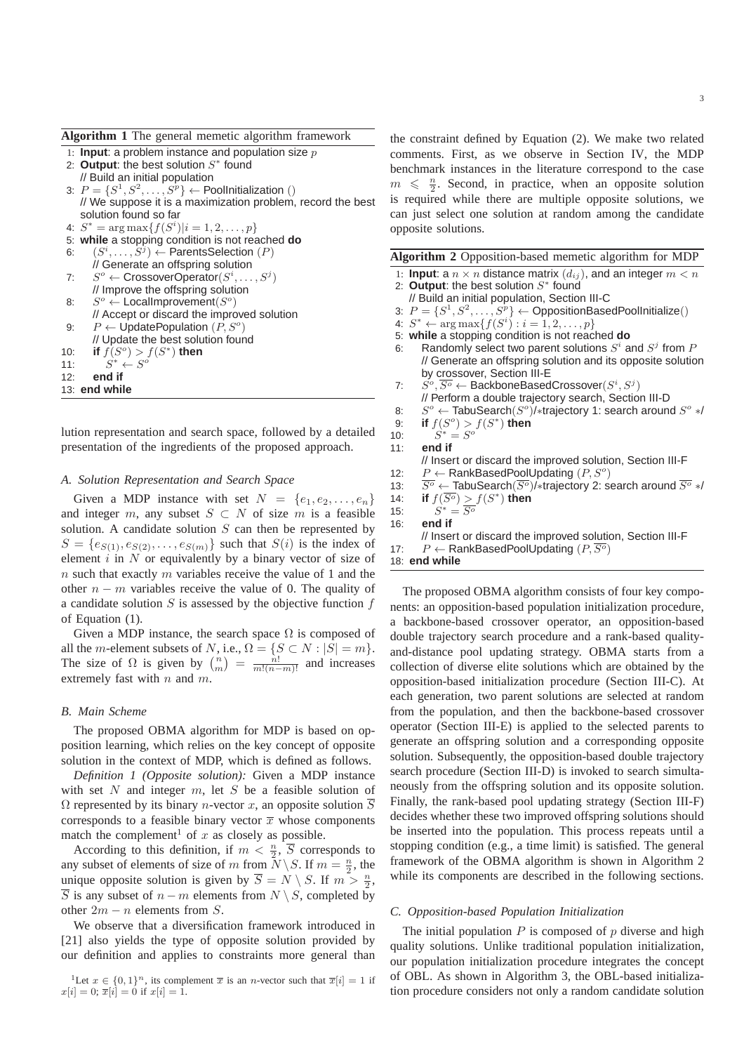**Algorithm 1** The general memetic algorithm framework

```
1: Input: a problem instance and population size p
2: Output: the best solution S* found
   // Build an initial population
3: P = {S^1, S^2, ..., S^p} ← PoolInitialization ()
   // We suppose it is a maximization problem, record the best
   solution found so far
4: S* = arg max{f(S^i)|i = 1, 2, ..., p}
5: while a stopping condition is not reached do
6:     (S^i, ..., S^j) ← ParentsSelection (P)
       // Generate an offspring solution
7:     S^o ← CrossoverOperator(S^i, ..., S^j)
       // Improve the offspring solution
8:     S^o ← LocalImprovement(S^o)
       // Accept or discard the improved solution
9:     P ← UpdatePopulation (P, S^o)
       // Update the best solution found
10:    if f(S^o) > f(S*) then
11:        S* ← S^o
12:    end if
13: end while
```

lution representation and search space, followed by a detailed presentation of the ingredients of the proposed approach.

### A. Solution Representation and Search Space

Given a MDP instance with set $N = \{e_1, e_2, \ldots, e_n\}$ and integer $m$, any subset $S \subset N$ of size $m$ is a feasible solution. A candidate solution $S$ can then be represented by $S = \{e_{S(1)}, e_{S(2)}, \ldots, e_{S(m)}\}$ such that $S(i)$ is the index of element $i$ in $N$ or equivalently by a binary vector of size of $n$ such that exactly $m$ variables receive the value of 1 and the other $n - m$ variables receive the value of 0. The quality of a candidate solution $S$ is assessed by the objective function $f$ of Equation (1).

Given a MDP instance, the search space $\Omega$ is composed of all the $m$-element subsets of $N$, i.e., $\Omega = \{S \subset N : |S| = m\}$. The size of $\Omega$ is given by $\binom{n}{m} = \frac{n!}{m!(n-m)!}$ and increases extremely fast with $n$ and $m$.

### B. Main Scheme

The proposed OBMA algorithm for MDP is based on opposition learning, which relies on the key concept of opposite solution in the context of MDP, which is defined as follows.

*Definition 1 (Opposite solution):* Given a MDP instance with set $N$ and integer $m$, let $S$ be a feasible solution of $\Omega$ represented by its binary $n$-vector $x$, an opposite solution $\overline{S}$ corresponds to a feasible binary vector $\overline{x}$ whose components match the complement[1] of $x$ as closely as possible.

According to this definition, if $m < \frac{n}{2}$, $\overline{S}$ corresponds to any subset of elements of size of $m$ from $N \setminus S$. If $m = \frac{n}{2}$, the unique opposite solution is given by $\overline{S} = N \setminus S$. If $m > \frac{n}{2}$, $\overline{S}$ is any subset of $n - m$ elements from $N \setminus S$, completed by other $2m - n$ elements from $S$.

We observe that a diversification framework introduced in [21] also yields the type of opposite solution provided by our definition and applies to constraints more general than the constraint defined by Equation (2). We make two related comments. First, as we observe in Section IV, the MDP benchmark instances in the literature correspond to the case $m \leqslant \frac{n}{2}$. Second, in practice, when an opposite solution is required while there are multiple opposite solutions, we can just select one solution at random among the candidate opposite solutions.

[1] Let $x \in \{0,1\}^n$, its complement $\overline{x}$ is an $n$-vector such that $\overline{x}[i] = 1$ if $x[i] = 0$; $\overline{x}[i] = 0$ if $x[i] = 1$.

**Algorithm 2** Opposition-based memetic algorithm for MDP

```
1: Input: a n × n distance matrix (d_ij), and an integer m < n
2: Output: the best solution S* found
   // Build an initial population, Section III-C
3: P = {S^1, S^2, ..., S^p} ← OppositionBasedPoolInitialize()
4: S* ← arg max{f(S^i) : i = 1, 2, ..., p}
5: while a stopping condition is not reached do
6:     Randomly select two parent solutions S^i and S^j from P
       // Generate an offspring solution and its opposite solution
       by crossover, Section III-E
7:     S^o, S̄^o ← BackboneBasedCrossover(S^i, S^j)
       // Perform a double trajectory search, Section III-D
8:     S^o ← TabuSearch(S^o)/*trajectory 1: search around S^o */
9:     if f(S^o) > f(S*) then
10:        S* = S^o
11:    end if
       // Insert or discard the improved solution, Section III-F
12:    P ← RankBasedPoolUpdating (P, S^o)
13:    S̄^o ← TabuSearch(S̄^o)/*trajectory 2: search around S̄^o */
14:    if f(S̄^o) > f(S*) then
15:        S* = S̄^o
16:    end if
       // Insert or discard the improved solution, Section III-F
17:    P ← RankBasedPoolUpdating (P, S̄^o)
18: end while
```

The proposed OBMA algorithm consists of four key components: an opposition-based population initialization procedure, a backbone-based crossover operator, an opposition-based double trajectory search procedure and a rank-based quality-and-distance pool updating strategy. OBMA starts from a collection of diverse elite solutions which are obtained by the opposition-based initialization procedure (Section III-C). At each generation, two parent solutions are selected at random from the population, and then the backbone-based crossover operator (Section III-E) is applied to the selected parents to generate an offspring solution and a corresponding opposite solution. Subsequently, the opposition-based double trajectory search procedure (Section III-D) is invoked to search simultaneously from the offspring solution and its opposite solution. Finally, the rank-based pool updating strategy (Section III-F) decides whether these two improved offspring solutions should be inserted into the population. This process repeats until a stopping condition (e.g., a time limit) is satisfied. The general framework of the OBMA algorithm is shown in Algorithm 2 while its components are described in the following sections.

### C. Opposition-based Population Initialization

The initial population $P$ is composed of $p$ diverse and high quality solutions. Unlike traditional population initialization, our population initialization procedure integrates the concept of OBL. As shown in Algorithm 3, the OBL-based initialization procedure considers not only a random candidate solution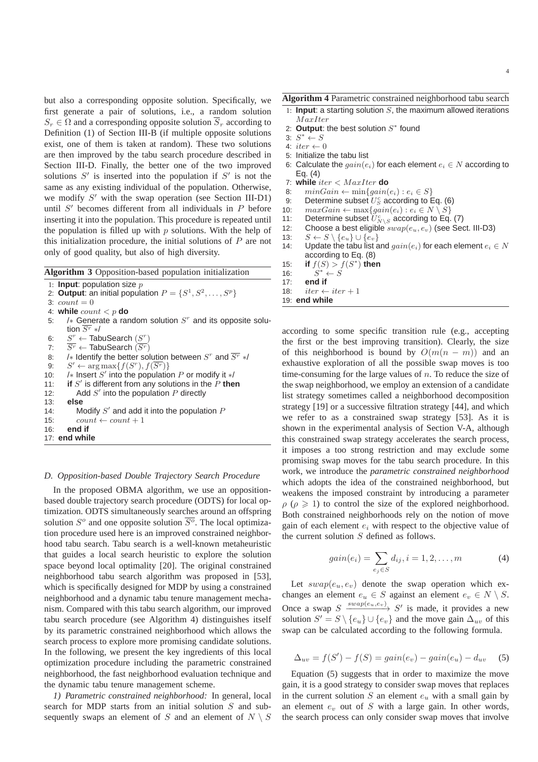but also a corresponding opposite solution. Specifically, we first generate a pair of solutions, i.e., a random solution $S_r \in \Omega$ and a corresponding opposite solution $\overline{S}_r$ according to Definition (1) of Section III-B (if multiple opposite solutions exist, one of them is taken at random). These two solutions are then improved by the tabu search procedure described in Section III-D. Finally, the better one of the two improved solutions $S'$ is inserted into the population if $S'$ is not the same as any existing individual of the population. Otherwise, we modify $S'$ with the swap operation (see Section III-D1) until $S'$ becomes different from all individuals in $P$ before inserting it into the population. This procedure is repeated until the population is filled up with $p$ solutions. With the help of this initialization procedure, the initial solutions of $P$ are not only of good quality, but also of high diversity.

**Algorithm 3** Opposition-based population initialization

```
1: Input: population size p
2: Output: an initial population P = {S^1, S^2, ..., S^p}
3: count = 0
4: while count < p do
5:   /* Generate a random solution S^r and its opposite solution S̄^r */
6:   S^r ← TabuSearch (S^r)
7:   S̄^r ← TabuSearch (S̄^r)
8:   /* Identify the better solution between S^r and S̄^r */
9:   S' ← arg max{f(S^r), f(S̄^r)}
10:  /* Insert S' into the population P or modify it */
11:  if S' is different from any solutions in the P then
12:    Add S' into the population P directly
13:  else
14:    Modify S' and add it into the population P
15:    count ← count + 1
16:  end if
17: end while
```

### D. Opposition-based Double Trajectory Search Procedure

In the proposed OBMA algorithm, we use an opposition-based double trajectory search procedure (ODTS) for local optimization. ODTS simultaneously searches around an offspring solution $S^o$ and one opposite solution $\overline{S^o}$. The local optimization procedure used here is an improved constrained neighborhood tabu search. Tabu search is a well-known metaheuristic that guides a local search heuristic to explore the solution space beyond local optimality [20]. The original constrained neighborhood tabu search algorithm was proposed in [53], which is specifically designed for MDP by using a constrained neighborhood and a dynamic tabu tenure management mechanism. Compared with this tabu search algorithm, our improved tabu search procedure (see Algorithm 4) distinguishes itself by its parametric constrained neighborhood which allows the search process to explore more promising candidate solutions. In the following, we present the key ingredients of this local optimization procedure including the parametric constrained neighborhood, the fast neighborhood evaluation technique and the dynamic tabu tenure management scheme.

*1) Parametric constrained neighborhood:* In general, local search for MDP starts from an initial solution $S$ and subsequently swaps an element of $S$ and an element of $N \setminus S$

**Algorithm 4** Parametric constrained neighborhood tabu search

```
1: Input: a starting solution S, the maximum allowed iterations MaxIter
2: Output: the best solution S* found
3: S* ← S
4: iter ← 0
5: Initialize the tabu list
6: Calculate the gain(e_i) for each element e_i ∈ N according to Eq. (4)
7: while iter < MaxIter do
8:   minGain ← min{gain(e_i) : e_i ∈ S}
9:   Determine subset U^c_S according to Eq. (6)
10:  maxGain ← max{gain(e_i) : e_i ∈ N \ S}
11:  Determine subset U^c_{N\S} according to Eq. (7)
12:  Choose a best eligible swap(e_u, e_v) (see Sect. III-D3)
13:  S ← S \ {e_u} ∪ {e_v}
14:  Update the tabu list and gain(e_i) for each element e_i ∈ N according to Eq. (8)
15:  if f(S) > f(S*) then
16:    S* ← S
17:  end if
18:  iter ← iter + 1
19: end while
```

according to some specific transition rule (e.g., accepting the first or the best improving transition). Clearly, the size of this neighborhood is bound by $O(m(n-m))$ and an exhaustive exploration of all the possible swap moves is too time-consuming for the large values of $n$. To reduce the size of the swap neighborhood, we employ an extension of a candidate list strategy sometimes called a neighborhood decomposition strategy [19] or a successive filtration strategy [44], and which we refer to as a constrained swap strategy [53]. As it is shown in the experimental analysis of Section V-A, although this constrained swap strategy accelerates the search process, it imposes a too strong restriction and may exclude some promising swap moves for the tabu search procedure. In this work, we introduce the *parametric constrained neighborhood* which adopts the idea of the constrained neighborhood, but weakens the imposed constraint by introducing a parameter $\rho$ ($\rho \geqslant 1$) to control the size of the explored neighborhood. Both constrained neighborhoods rely on the notion of move gain of each element $e_i$ with respect to the objective value of the current solution $S$ defined as follows.

$$gain(e_i) = \sum_{e_j \in S} d_{ij}, i = 1, 2, \ldots, m \tag{4}$$

Let $swap(e_u, e_v)$ denote the swap operation which exchanges an element $e_u \in S$ against an element $e_v \in N \setminus S$. Once a swap $S \xrightarrow{swap(e_u,e_v)} S'$ is made, it provides a new solution $S' = S \setminus \{e_u\} \cup \{e_v\}$ and the move gain $\Delta_{uv}$ of this swap can be calculated according to the following formula.

$$\Delta_{uv} = f(S') - f(S) = gain(e_v) - gain(e_u) - d_{uv} \tag{5}$$

Equation (5) suggests that in order to maximize the move gain, it is a good strategy to consider swap moves that replaces in the current solution $S$ an element $e_u$ with a small gain by an element $e_v$ out of $S$ with a large gain. In other words, the search process can only consider swap moves that involve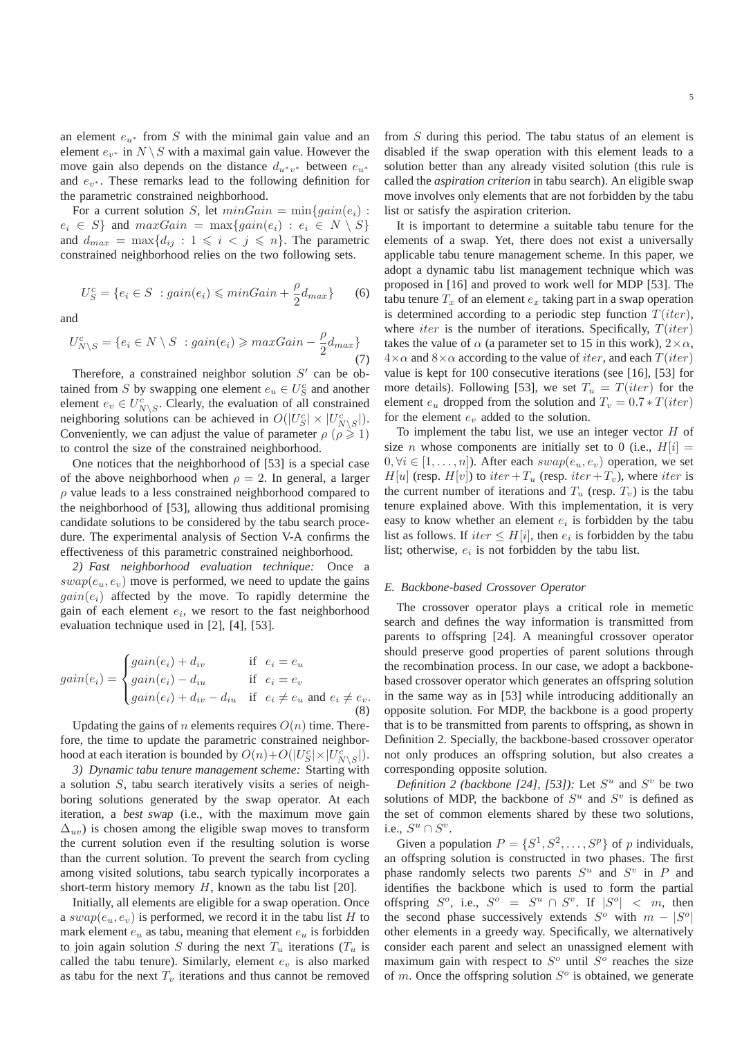an element $e_{u^*}$ from $S$ with the minimal gain value and an element $e_{v^*}$ in $N \setminus S$ with a maximal gain value. However the move gain also depends on the distance $d_{u^*v^*}$ between $e_{u^*}$ and $e_{v^*}$. These remarks lead to the following definition for the parametric constrained neighborhood.

For a current solution $S$, let $minGain = \min\{gain(e_i) : e_i \in S\}$ and $maxGain = \max\{gain(e_i) : e_i \in N \setminus S\}$ and $d_{max} = \max\{d_{ij} : 1 \leqslant i < j \leqslant n\}$. The parametric constrained neighborhood relies on the two following sets.

$$U_S^c = \{e_i \in S \ : gain(e_i) \leqslant minGain + \frac{\rho}{2} d_{max}\} \quad (6)$$

and

$$U_{N \setminus S}^c = \{e_i \in N \setminus S \ : gain(e_i) \geqslant maxGain - \frac{\rho}{2} d_{max}\} \quad (7)$$

Therefore, a constrained neighbor solution $S'$ can be obtained from $S$ by swapping one element $e_u \in U_S^c$ and another element $e_v \in U_{N \setminus S}^c$. Clearly, the evaluation of all constrained neighboring solutions can be achieved in $O(|U_S^c| \times |U_{N \setminus S}^c|)$. Conveniently, we can adjust the value of parameter $\rho$ ($\rho \geqslant 1$) to control the size of the constrained neighborhood.

One notices that the neighborhood of [53] is a special case of the above neighborhood when $\rho = 2$. In general, a larger $\rho$ value leads to a less constrained neighborhood compared to the neighborhood of [53], allowing thus additional promising candidate solutions to be considered by the tabu search procedure. The experimental analysis of Section V-A confirms the effectiveness of this parametric constrained neighborhood.

*2) Fast neighborhood evaluation technique:* Once a $swap(e_u, e_v)$ move is performed, we need to update the gains $gain(e_i)$ affected by the move. To rapidly determine the gain of each element $e_i$, we resort to the fast neighborhood evaluation technique used in [2], [4], [53].

$$gain(e_i) = \begin{cases} gain(e_i) + d_{iv} & \text{if } \ e_i = e_u \\ gain(e_i) - d_{iu} & \text{if } \ e_i = e_v \\ gain(e_i) + d_{iv} - d_{iu} & \text{if } \ e_i \neq e_u \text{ and } e_i \neq e_v. \end{cases} \quad (8)$$

Updating the gains of $n$ elements requires $O(n)$ time. Therefore, the time to update the parametric constrained neighborhood at each iteration is bounded by $O(n) + O(|U_S^c| \times |U_{N \setminus S}^c|)$.

*3) Dynamic tabu tenure management scheme:* Starting with a solution $S$, tabu search iteratively visits a series of neighboring solutions generated by the swap operator. At each iteration, a *best swap* (i.e., with the maximum move gain $\Delta_{uv}$) is chosen among the eligible swap moves to transform the current solution even if the resulting solution is worse than the current solution. To prevent the search from cycling among visited solutions, tabu search typically incorporates a short-term history memory $H$, known as the tabu list [20].

Initially, all elements are eligible for a swap operation. Once a $swap(e_u, e_v)$ is performed, we record it in the tabu list $H$ to mark element $e_u$ as tabu, meaning that element $e_u$ is forbidden to join again solution $S$ during the next $T_u$ iterations ($T_u$ is called the tabu tenure). Similarly, element $e_v$ is also marked as tabu for the next $T_v$ iterations and thus cannot be removed from $S$ during this period. The tabu status of an element is disabled if the swap operation with this element leads to a solution better than any already visited solution (this rule is called the *aspiration criterion* in tabu search). An eligible swap move involves only elements that are not forbidden by the tabu list or satisfy the aspiration criterion.

It is important to determine a suitable tabu tenure for the elements of a swap. Yet, there does not exist a universally applicable tabu tenure management scheme. In this paper, we adopt a dynamic tabu list management technique which was proposed in [16] and proved to work well for MDP [53]. The tabu tenure $T_x$ of an element $e_x$ taking part in a swap operation is determined according to a periodic step function $T(iter)$, where $iter$ is the number of iterations. Specifically, $T(iter)$ takes the value of $\alpha$ (a parameter set to 15 in this work), $2 \times \alpha$, $4 \times \alpha$ and $8 \times \alpha$ according to the value of $iter$, and each $T(iter)$ value is kept for 100 consecutive iterations (see [16], [53] for more details). Following [53], we set $T_u = T(iter)$ for the element $e_u$ dropped from the solution and $T_v = 0.7 * T(iter)$ for the element $e_v$ added to the solution.

To implement the tabu list, we use an integer vector $H$ of size $n$ whose components are initially set to 0 (i.e., $H[i] = 0, \forall i \in [1, \ldots, n]$). After each $swap(e_u, e_v)$ operation, we set $H[u]$ (resp. $H[v]$) to $iter + T_u$ (resp. $iter + T_v$), where $iter$ is the current number of iterations and $T_u$ (resp. $T_v$) is the tabu tenure explained above. With this implementation, it is very easy to know whether an element $e_i$ is forbidden by the tabu list as follows. If $iter \leq H[i]$, then $e_i$ is forbidden by the tabu list; otherwise, $e_i$ is not forbidden by the tabu list.

### *E. Backbone-based Crossover Operator*

The crossover operator plays a critical role in memetic search and defines the way information is transmitted from parents to offspring [24]. A meaningful crossover operator should preserve good properties of parent solutions through the recombination process. In our case, we adopt a backbone-based crossover operator which generates an offspring solution in the same way as in [53] while introducing additionally an opposite solution. For MDP, the backbone is a good property that is to be transmitted from parents to offspring, as shown in Definition 2. Specially, the backbone-based crossover operator not only produces an offspring solution, but also creates a corresponding opposite solution.

*Definition 2 (backbone [24], [53]):* Let $S^u$ and $S^v$ be two solutions of MDP, the backbone of $S^u$ and $S^v$ is defined as the set of common elements shared by these two solutions, i.e., $S^u \cap S^v$.

Given a population $P = \{S^1, S^2, \ldots, S^p\}$ of $p$ individuals, an offspring solution is constructed in two phases. The first phase randomly selects two parents $S^u$ and $S^v$ in $P$ and identifies the backbone which is used to form the partial offspring $S^o$, i.e., $S^o = S^u \cap S^v$. If $|S^o| < m$, then the second phase successively extends $S^o$ with $m - |S^o|$ other elements in a greedy way. Specifically, we alternatively consider each parent and select an unassigned element with maximum gain with respect to $S^o$ until $S^o$ reaches the size of $m$. Once the offspring solution $S^o$ is obtained, we generate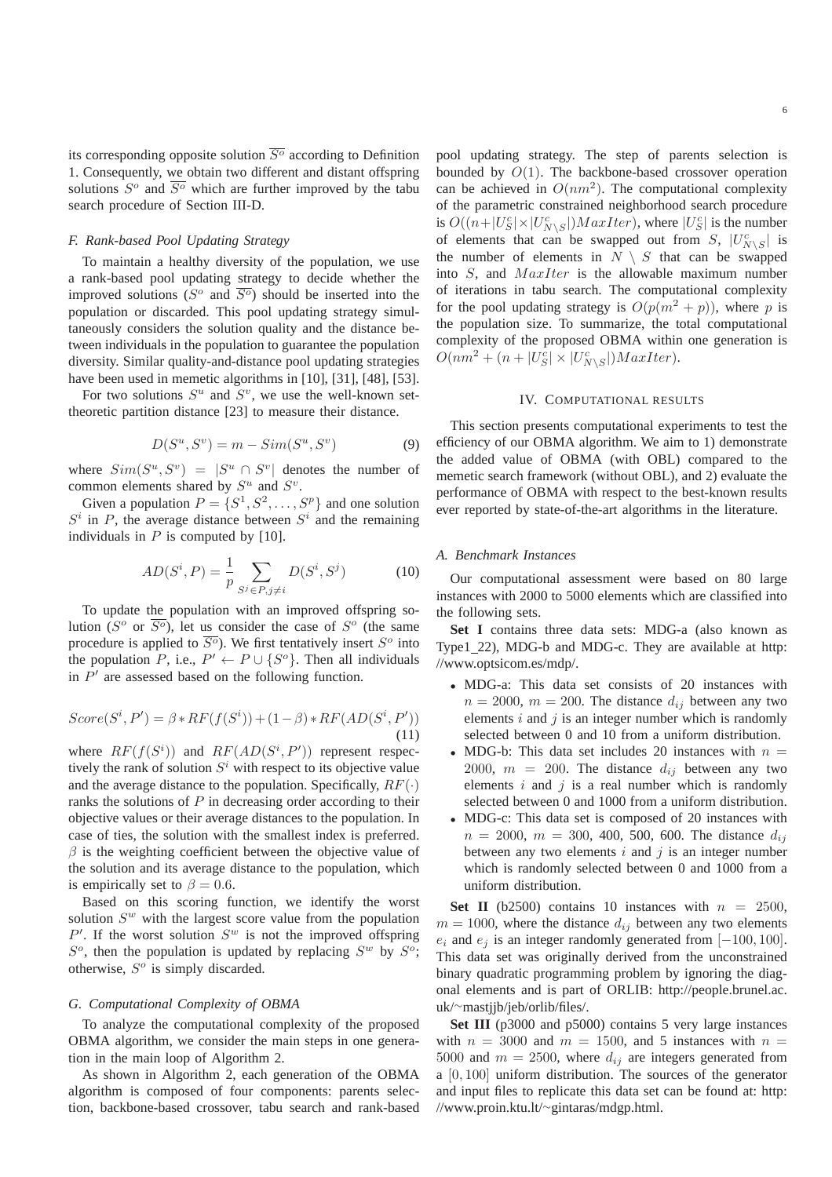its corresponding opposite solution $\overline{S^o}$ according to Definition 1. Consequently, we obtain two different and distant offspring solutions $S^o$ and $\overline{S^o}$ which are further improved by the tabu search procedure of Section III-D.

### *F. Rank-based Pool Updating Strategy*

To maintain a healthy diversity of the population, we use a rank-based pool updating strategy to decide whether the improved solutions ($S^o$ and $\overline{S^o}$) should be inserted into the population or discarded. This pool updating strategy simultaneously considers the solution quality and the distance between individuals in the population to guarantee the population diversity. Similar quality-and-distance pool updating strategies have been used in memetic algorithms in [10], [31], [48], [53].

For two solutions $S^u$ and $S^v$, we use the well-known set-theoretic partition distance [23] to measure their distance.

$$D(S^u, S^v) = m - Sim(S^u, S^v) \tag{9}$$

where $Sim(S^u, S^v) = |S^u \cap S^v|$ denotes the number of common elements shared by $S^u$ and $S^v$.

Given a population $P = \{S^1, S^2, \ldots, S^p\}$ and one solution $S^i$ in $P$, the average distance between $S^i$ and the remaining individuals in $P$ is computed by [10].

$$AD(S^i, P) = \frac{1}{p} \sum_{S^j \in P, j \neq i} D(S^i, S^j) \tag{10}$$

To update the population with an improved offspring solution ($S^o$ or $\overline{S^o}$), let us consider the case of $S^o$ (the same procedure is applied to $\overline{S^o}$). We first tentatively insert $S^o$ into the population $P$, i.e., $P' \leftarrow P \cup \{S^o\}$. Then all individuals in $P'$ are assessed based on the following function.

$$Score(S^i, P') = \beta * RF(f(S^i)) + (1 - \beta) * RF(AD(S^i, P')) \tag{11}$$

where $RF(f(S^i))$ and $RF(AD(S^i, P'))$ represent respectively the rank of solution $S^i$ with respect to its objective value and the average distance to the population. Specifically, $RF(\cdot)$ ranks the solutions of $P$ in decreasing order according to their objective values or their average distances to the population. In case of ties, the solution with the smallest index is preferred. $\beta$ is the weighting coefficient between the objective value of the solution and its average distance to the population, which is empirically set to $\beta = 0.6$.

Based on this scoring function, we identify the worst solution $S^w$ with the largest score value from the population $P'$. If the worst solution $S^w$ is not the improved offspring $S^o$, then the population is updated by replacing $S^w$ by $S^o$; otherwise, $S^o$ is simply discarded.

### *G. Computational Complexity of OBMA*

To analyze the computational complexity of the proposed OBMA algorithm, we consider the main steps in one generation in the main loop of Algorithm 2.

As shown in Algorithm 2, each generation of the OBMA algorithm is composed of four components: parents selection, backbone-based crossover, tabu search and rank-based pool updating strategy. The step of parents selection is bounded by $O(1)$. The backbone-based crossover operation can be achieved in $O(nm^2)$. The computational complexity of the parametric constrained neighborhood search procedure is $O((n + |U_S^c| \times |U_{N \setminus S}^c|) MaxIter)$, where $|U_S^c|$ is the number of elements that can be swapped out from $S$, $|U_{N \setminus S}^c|$ is the number of elements in $N \setminus S$ that can be swapped into $S$, and $MaxIter$ is the allowable maximum number of iterations in tabu search. The computational complexity for the pool updating strategy is $O(p(m^2 + p))$, where $p$ is the population size. To summarize, the total computational complexity of the proposed OBMA within one generation is $O(nm^2 + (n + |U_S^c| \times |U_{N \setminus S}^c|) MaxIter)$.

## IV. Computational results

This section presents computational experiments to test the efficiency of our OBMA algorithm. We aim to 1) demonstrate the added value of OBMA (with OBL) compared to the memetic search framework (without OBL), and 2) evaluate the performance of OBMA with respect to the best-known results ever reported by state-of-the-art algorithms in the literature.

### *A. Benchmark Instances*

Our computational assessment were based on 80 large instances with 2000 to 5000 elements which are classified into the following sets.

**Set I** contains three data sets: MDG-a (also known as Type1_22), MDG-b and MDG-c. They are available at http://www.optsicom.es/mdp/.

- MDG-a: This data set consists of 20 instances with $n = 2000$, $m = 200$. The distance $d_{ij}$ between any two elements $i$ and $j$ is an integer number which is randomly selected between 0 and 10 from a uniform distribution.
- MDG-b: This data set includes 20 instances with $n = 2000$, $m = 200$. The distance $d_{ij}$ between any two elements $i$ and $j$ is a real number which is randomly selected between 0 and 1000 from a uniform distribution.
- MDG-c: This data set is composed of 20 instances with $n = 2000$, $m = 300$, 400, 500, 600. The distance $d_{ij}$ between any two elements $i$ and $j$ is an integer number which is randomly selected between 0 and 1000 from a uniform distribution.

**Set II** (b2500) contains 10 instances with $n = 2500$, $m = 1000$, where the distance $d_{ij}$ between any two elements $e_i$ and $e_j$ is an integer randomly generated from $[-100, 100]$. This data set was originally derived from the unconstrained binary quadratic programming problem by ignoring the diagonal elements and is part of ORLIB: http://people.brunel.ac.uk/~mastjjb/jeb/orlib/files/.

**Set III** (p3000 and p5000) contains 5 very large instances with $n = 3000$ and $m = 1500$, and 5 instances with $n = 5000$ and $m = 2500$, where $d_{ij}$ are integers generated from a $[0, 100]$ uniform distribution. The sources of the generator and input files to replicate this data set can be found at: http://www.proin.ktu.lt/~gintaras/mdgp.html.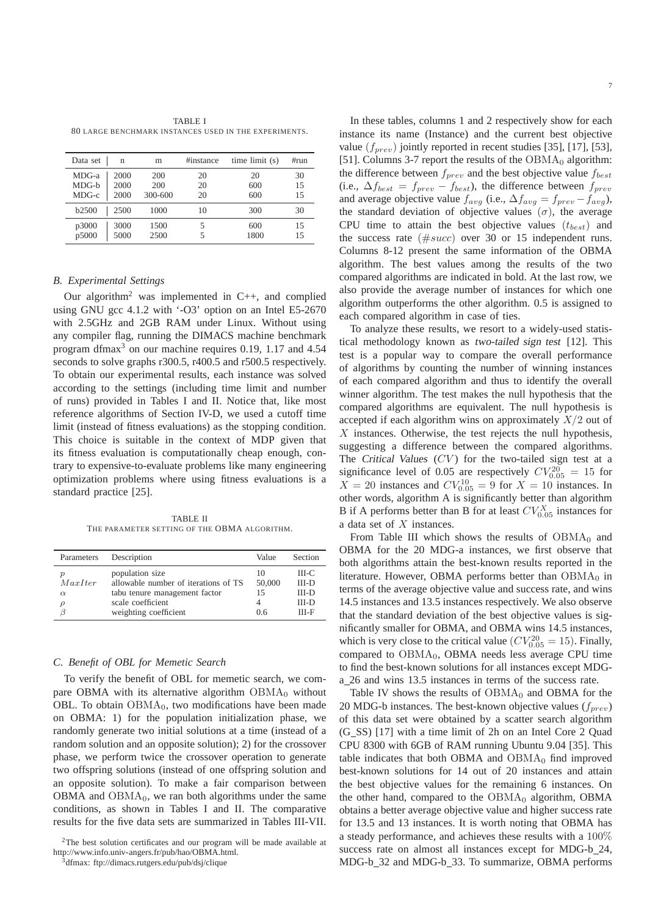TABLE I
80 LARGE BENCHMARK INSTANCES USED IN THE EXPERIMENTS.

| Data set | n | m | #instance | time limit (s) | #run |
|---|---|---|---|---|---|
| MDG-a | 2000 | 200 | 20 | 20 | 30 |
| MDG-b | 2000 | 200 | 20 | 600 | 15 |
| MDG-c | 2000 | 300-600 | 20 | 600 | 15 |
| b2500 | 2500 | 1000 | 10 | 300 | 30 |
| p3000 | 3000 | 1500 | 5 | 600 | 15 |
| p5000 | 5000 | 2500 | 5 | 1800 | 15 |

### B. Experimental Settings

Our algorithm[2] was implemented in C++, and complied using GNU gcc 4.1.2 with '-O3' option on an Intel E5-2670 with 2.5GHz and 2GB RAM under Linux. Without using any compiler flag, running the DIMACS machine benchmark program dfmax[3] on our machine requires 0.19, 1.17 and 4.54 seconds to solve graphs r300.5, r400.5 and r500.5 respectively. To obtain our experimental results, each instance was solved according to the settings (including time limit and number of runs) provided in Tables I and II. Notice that, like most reference algorithms of Section IV-D, we used a cutoff time limit (instead of fitness evaluations) as the stopping condition. This choice is suitable in the context of MDP given that its fitness evaluation is computationally cheap enough, contrary to expensive-to-evaluate problems like many engineering optimization problems where using fitness evaluations is a standard practice [25].

TABLE II
THE PARAMETER SETTING OF THE OBMA ALGORITHM.

| Parameters | Description | Value | Section |
|---|---|---|---|
| $p$ | population size | 10 | III-C |
| $MaxIter$ | allowable number of iterations of TS | 50,000 | III-D |
| $\alpha$ | tabu tenure management factor | 15 | III-D |
| $\rho$ | scale coefficient | 4 | III-D |
| $\beta$ | weighting coefficient | 0.6 | III-F |

### C. Benefit of OBL for Memetic Search

To verify the benefit of OBL for memetic search, we compare OBMA with its alternative algorithm $\text{OBMA}_0$ without OBL. To obtain $\text{OBMA}_0$, two modifications have been made on OBMA: 1) for the population initialization phase, we randomly generate two initial solutions at a time (instead of a random solution and an opposite solution); 2) for the crossover phase, we perform twice the crossover operation to generate two offspring solutions (instead of one offspring solution and an opposite solution). To make a fair comparison between OBMA and $\text{OBMA}_0$, we ran both algorithms under the same conditions, as shown in Tables I and II. The comparative results for the five data sets are summarized in Tables III-VII.

[2] The best solution certificates and our program will be made available at http://www.info.univ-angers.fr/pub/hao/OBMA.html.

[3] dfmax: ftp://dimacs.rutgers.edu/pub/dsj/clique

In these tables, columns 1 and 2 respectively show for each instance its name (Instance) and the current best objective value $(f_{prev})$ jointly reported in recent studies [35], [17], [53], [51]. Columns 3-7 report the results of the $\text{OBMA}_0$ algorithm: the difference between $f_{prev}$ and the best objective value $f_{best}$ (i.e., $\Delta f_{best} = f_{prev} - f_{best}$), the difference between $f_{prev}$ and average objective value $f_{avg}$ (i.e., $\Delta f_{avg} = f_{prev} - f_{avg}$), the standard deviation of objective values $(\sigma)$, the average CPU time to attain the best objective values $(t_{best})$ and the success rate $(\#succ)$ over 30 or 15 independent runs. Columns 8-12 present the same information of the OBMA algorithm. The best values among the results of the two compared algorithms are indicated in bold. At the last row, we also provide the average number of instances for which one algorithm outperforms the other algorithm. 0.5 is assigned to each compared algorithm in case of ties.

To analyze these results, we resort to a widely-used statistical methodology known as *two-tailed sign test* [12]. This test is a popular way to compare the overall performance of algorithms by counting the number of winning instances of each compared algorithm and thus to identify the overall winner algorithm. The test makes the null hypothesis that the compared algorithms are equivalent. The null hypothesis is accepted if each algorithm wins on approximately $X/2$ out of $X$ instances. Otherwise, the test rejects the null hypothesis, suggesting a difference between the compared algorithms. The *Critical Values* $(CV)$ for the two-tailed sign test at a significance level of 0.05 are respectively $CV^{20}_{0.05} = 15$ for $X = 20$ instances and $CV^{10}_{0.05} = 9$ for $X = 10$ instances. In other words, algorithm A is significantly better than algorithm B if A performs better than B for at least $CV^{X}_{0.05}$ instances for a data set of $X$ instances.

From Table III which shows the results of $\text{OBMA}_0$ and OBMA for the 20 MDG-a instances, we first observe that both algorithms attain the best-known results reported in the literature. However, OBMA performs better than $\text{OBMA}_0$ in terms of the average objective value and success rate, and wins 14.5 instances and 13.5 instances respectively. We also observe that the standard deviation of the best objective values is significantly smaller for OBMA, and OBMA wins 14.5 instances, which is very close to the critical value $(CV^{20}_{0.05} = 15)$. Finally, compared to $\text{OBMA}_0$, OBMA needs less average CPU time to find the best-known solutions for all instances except MDG-a_26 and wins 13.5 instances in terms of the success rate.

Table IV shows the results of $\text{OBMA}_0$ and OBMA for the 20 MDG-b instances. The best-known objective values $(f_{prev})$ of this data set were obtained by a scatter search algorithm (G_SS) [17] with a time limit of 2h on an Intel Core 2 Quad CPU 8300 with 6GB of RAM running Ubuntu 9.04 [35]. This table indicates that both OBMA and $\text{OBMA}_0$ find improved best-known solutions for 14 out of 20 instances and attain the best objective values for the remaining 6 instances. On the other hand, compared to the $\text{OBMA}_0$ algorithm, OBMA obtains a better average objective value and higher success rate for 13.5 and 13 instances. It is worth noting that OBMA has a steady performance, and achieves these results with a $100\%$ success rate on almost all instances except for MDG-b_24, MDG-b_32 and MDG-b_33. To summarize, OBMA performs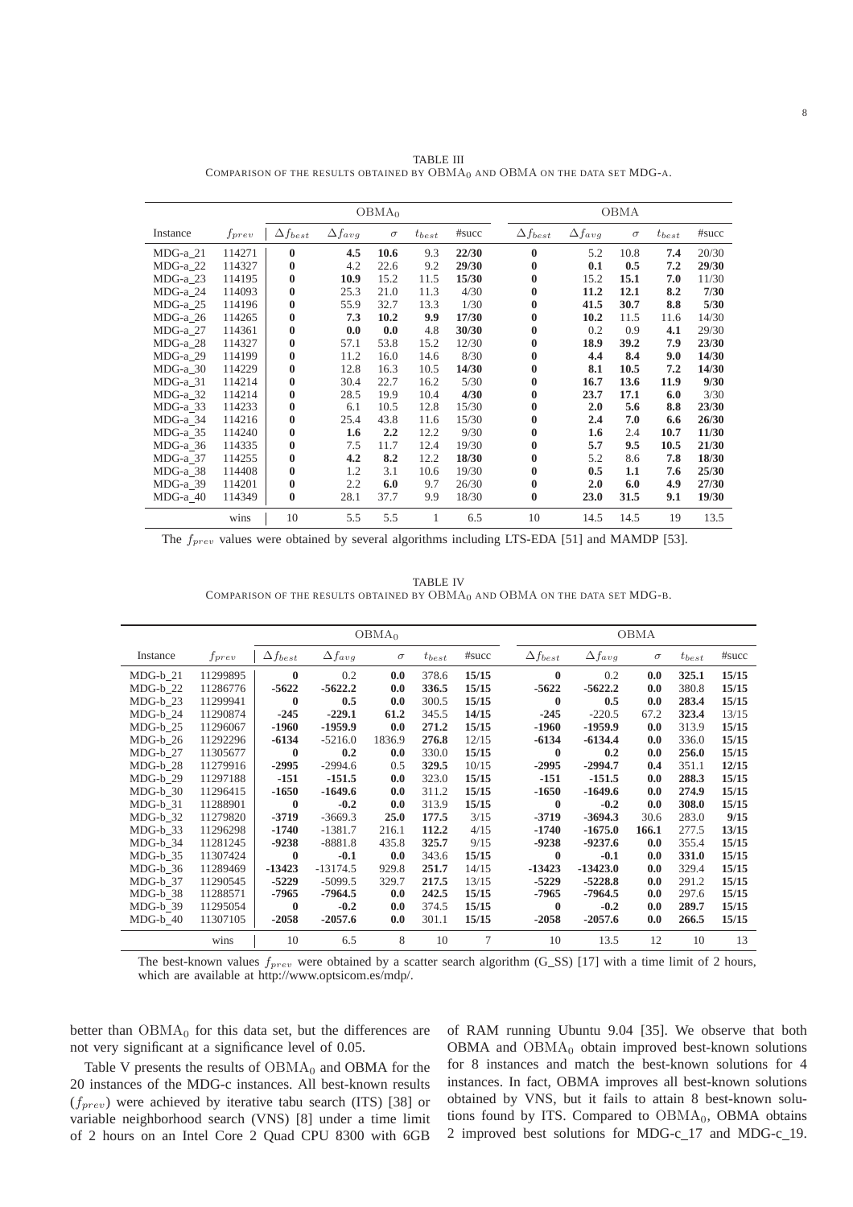TABLE III
COMPARISON OF THE RESULTS OBTAINED BY $\text{OBMA}_0$ AND OBMA ON THE DATA SET MDG-A.

| | | $\text{OBMA}_0$ | | | | | OBMA | | | | |
|---|---|---|---|---|---|---|---|---|---|---|---|
| Instance | $f_{prev}$ | $\Delta f_{best}$ | $\Delta f_{avg}$ | $\sigma$ | $t_{best}$ | #succ | $\Delta f_{best}$ | $\Delta f_{avg}$ | $\sigma$ | $t_{best}$ | #succ |
| MDG-a_21 | 114271 | **0** | **4.5** | **10.6** | 9.3 | **22/30** | **0** | 5.2 | 10.8 | **7.4** | 20/30 |
| MDG-a_22 | 114327 | **0** | 4.2 | 22.6 | 9.2 | **29/30** | **0** | **0.1** | **0.5** | **7.2** | **29/30** |
| MDG-a_23 | 114195 | **0** | **10.9** | 15.2 | 11.5 | **15/30** | **0** | 15.2 | **15.1** | **7.0** | 11/30 |
| MDG-a_24 | 114093 | **0** | 25.3 | 21.0 | 11.3 | 4/30 | **0** | **11.2** | **12.1** | **8.2** | **7/30** |
| MDG-a_25 | 114196 | **0** | 55.9 | 32.7 | 13.3 | 1/30 | **0** | **41.5** | **30.7** | **8.8** | **5/30** |
| MDG-a_26 | 114265 | **0** | **7.3** | **10.2** | **9.9** | **17/30** | **0** | **10.2** | 11.5 | 11.6 | 14/30 |
| MDG-a_27 | 114361 | **0** | **0.0** | **0.0** | 4.8 | **30/30** | **0** | 0.2 | 0.9 | **4.1** | 29/30 |
| MDG-a_28 | 114327 | **0** | 57.1 | 53.8 | 15.2 | 12/30 | **0** | **18.9** | **39.2** | **7.9** | **23/30** |
| MDG-a_29 | 114199 | **0** | 11.2 | 16.0 | 14.6 | 8/30 | **0** | **4.4** | **8.4** | **9.0** | **14/30** |
| MDG-a_30 | 114229 | **0** | 12.8 | 16.3 | 10.5 | **14/30** | **0** | **8.1** | **10.5** | **7.2** | **14/30** |
| MDG-a_31 | 114214 | **0** | 30.4 | 22.7 | 16.2 | 5/30 | **0** | **16.7** | **13.6** | **11.9** | **9/30** |
| MDG-a_32 | 114214 | **0** | 28.5 | 19.9 | 10.4 | **4/30** | **0** | **23.7** | **17.1** | **6.0** | 3/30 |
| MDG-a_33 | 114233 | **0** | 6.1 | 10.5 | 12.8 | 15/30 | **0** | **2.0** | **5.6** | **8.8** | **23/30** |
| MDG-a_34 | 114216 | **0** | 25.4 | 43.8 | 11.6 | 15/30 | **0** | **2.4** | **7.0** | **6.6** | **26/30** |
| MDG-a_35 | 114240 | **0** | **1.6** | **2.2** | 12.2 | 9/30 | **0** | **1.6** | 2.4 | **10.7** | **11/30** |
| MDG-a_36 | 114335 | **0** | 7.5 | 11.7 | 12.4 | 19/30 | **0** | **5.7** | **9.5** | **10.5** | **21/30** |
| MDG-a_37 | 114255 | **0** | **4.2** | **8.2** | 12.2 | **18/30** | **0** | 5.2 | 8.6 | **7.8** | **18/30** |
| MDG-a_38 | 114408 | **0** | 1.2 | 3.1 | 10.6 | 19/30 | **0** | **0.5** | **1.1** | **7.6** | **25/30** |
| MDG-a_39 | 114201 | **0** | 2.2 | **6.0** | 9.7 | 26/30 | **0** | **2.0** | **6.0** | **4.9** | **27/30** |
| MDG-a_40 | 114349 | **0** | 28.1 | 37.7 | 9.9 | 18/30 | **0** | **23.0** | **31.5** | **9.1** | **19/30** |
| | wins | 10 | 5.5 | 5.5 | 1 | 6.5 | 10 | 14.5 | 14.5 | 19 | 13.5 |

The $f_{prev}$ values were obtained by several algorithms including LTS-EDA [51] and MAMDP [53].

TABLE IV
COMPARISON OF THE RESULTS OBTAINED BY $\text{OBMA}_0$ AND OBMA ON THE DATA SET MDG-B.

| | | $\text{OBMA}_0$ | | | | | OBMA | | | | |
|---|---|---|---|---|---|---|---|---|---|---|---|
| Instance | $f_{prev}$ | $\Delta f_{best}$ | $\Delta f_{avg}$ | $\sigma$ | $t_{best}$ | #succ | $\Delta f_{best}$ | $\Delta f_{avg}$ | $\sigma$ | $t_{best}$ | #succ |
| MDG-b_21 | 11299895 | **0** | 0.2 | **0.0** | 378.6 | **15/15** | **0** | 0.2 | **0.0** | **325.1** | **15/15** |
| MDG-b_22 | 11286776 | **-5622** | **-5622.2** | **0.0** | **336.5** | **15/15** | **-5622** | **-5622.2** | **0.0** | 380.8 | **15/15** |
| MDG-b_23 | 11299941 | **0** | **0.5** | **0.0** | 300.5 | **15/15** | **0** | **0.5** | **0.0** | **283.4** | **15/15** |
| MDG-b_24 | 11290874 | **-245** | **-229.1** | **61.2** | 345.5 | **14/15** | **-245** | -220.5 | 67.2 | **323.4** | 13/15 |
| MDG-b_25 | 11296067 | **-1960** | **-1959.9** | **0.0** | **271.2** | **15/15** | **-1960** | **-1959.9** | **0.0** | 313.9 | **15/15** |
| MDG-b_26 | 11292296 | **-6134** | -5216.0 | 1836.9 | **276.8** | 12/15 | **-6134** | **-6134.4** | **0.0** | 336.0 | **15/15** |
| MDG-b_27 | 11305677 | **0** | **0.2** | **0.0** | 330.0 | **15/15** | **0** | **0.2** | **0.0** | **256.0** | **15/15** |
| MDG-b_28 | 11279916 | **-2995** | -2994.6 | 0.5 | **329.5** | 10/15 | **-2995** | **-2994.7** | **0.4** | 351.1 | **12/15** |
| MDG-b_29 | 11297188 | **-151** | **-151.5** | **0.0** | 323.0 | **15/15** | **-151** | **-151.5** | **0.0** | **288.3** | **15/15** |
| MDG-b_30 | 11296415 | **-1650** | **-1649.6** | **0.0** | 311.2 | **15/15** | **-1650** | **-1649.6** | **0.0** | **274.9** | **15/15** |
| MDG-b_31 | 11288901 | **0** | **-0.2** | **0.0** | 313.9 | **15/15** | **0** | **-0.2** | **0.0** | **308.0** | **15/15** |
| MDG-b_32 | 11279820 | **-3719** | -3669.3 | **25.0** | **177.5** | 3/15 | **-3719** | **-3694.3** | 30.6 | 283.0 | **9/15** |
| MDG-b_33 | 11296298 | **-1740** | -1381.7 | 216.1 | **112.2** | 4/15 | **-1740** | **-1675.0** | **166.1** | 277.5 | **13/15** |
| MDG-b_34 | 11281245 | **-9238** | -8881.8 | 435.8 | **325.7** | 9/15 | **-9238** | **-9237.6** | **0.0** | 355.4 | **15/15** |
| MDG-b_35 | 11307424 | **0** | **-0.1** | **0.0** | 343.6 | **15/15** | **0** | **-0.1** | **0.0** | **331.0** | **15/15** |
| MDG-b_36 | 11289469 | **-13423** | -13174.5 | 929.8 | **251.7** | 14/15 | **-13423** | **-13423.0** | **0.0** | 329.4 | **15/15** |
| MDG-b_37 | 11290545 | **-5229** | -5099.5 | 329.7 | **217.5** | 13/15 | **-5229** | **-5228.8** | **0.0** | 291.2 | **15/15** |
| MDG-b_38 | 11288571 | **-7965** | **-7964.5** | **0.0** | **242.5** | **15/15** | **-7965** | **-7964.5** | **0.0** | 297.6 | **15/15** |
| MDG-b_39 | 11295054 | **0** | **-0.2** | **0.0** | 374.5 | **15/15** | **0** | **-0.2** | **0.0** | **289.7** | **15/15** |
| MDG-b_40 | 11307105 | **-2058** | **-2057.6** | **0.0** | 301.1 | **15/15** | **-2058** | **-2057.6** | **0.0** | **266.5** | **15/15** |
| | wins | 10 | 6.5 | 8 | 10 | 7 | 10 | 13.5 | 12 | 10 | 13 |

The best-known values $f_{prev}$ were obtained by a scatter search algorithm (G_SS) [17] with a time limit of 2 hours, which are available at http://www.optsicom.es/mdp/.

better than $\text{OBMA}_0$ for this data set, but the differences are not very significant at a significance level of 0.05.

Table V presents the results of $\text{OBMA}_0$ and OBMA for the 20 instances of the MDG-c instances. All best-known results ($f_{prev}$) were achieved by iterative tabu search (ITS) [38] or variable neighborhood search (VNS) [8] under a time limit of 2 hours on an Intel Core 2 Quad CPU 8300 with 6GB of RAM running Ubuntu 9.04 [35]. We observe that both OBMA and $\text{OBMA}_0$ obtain improved best-known solutions for 8 instances and match the best-known solutions for 4 instances. In fact, OBMA improves all best-known solutions obtained by VNS, but it fails to attain 8 best-known solutions found by ITS. Compared to $\text{OBMA}_0$, OBMA obtains 2 improved best solutions for MDG-c_17 and MDG-c_19.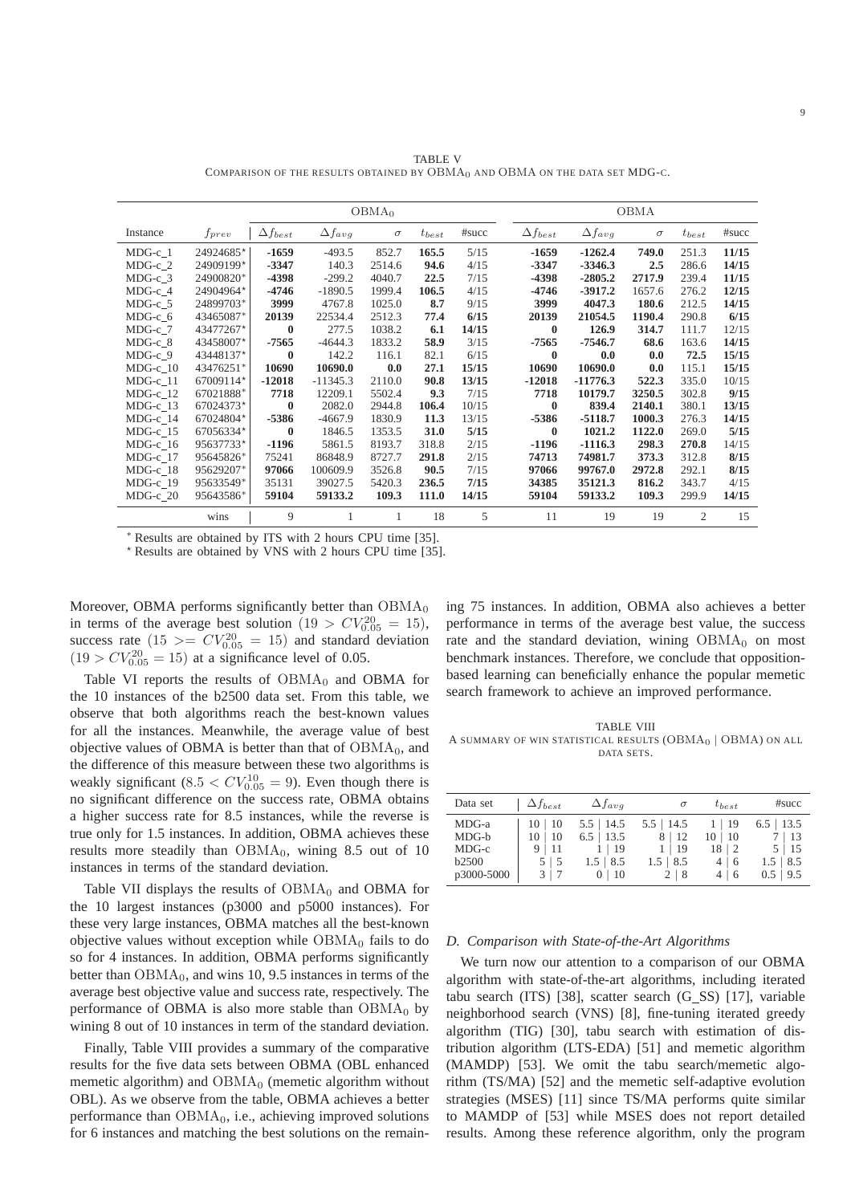TABLE V
COMPARISON OF THE RESULTS OBTAINED BY $\text{OBMA}_0$ AND OBMA ON THE DATA SET MDG-C.

| | | $\text{OBMA}_0$ | | | | | OBMA | | | | |
|---|---|---|---|---|---|---|---|---|---|---|---|
| Instance | $f_{prev}$ | $\Delta f_{best}$ | $\Delta f_{avg}$ | $\sigma$ | $t_{best}$ | #succ | $\Delta f_{best}$ | $\Delta f_{avg}$ | $\sigma$ | $t_{best}$ | #succ |
| MDG-c_1 | 24924685* | **-1659** | -493.5 | 852.7 | **165.5** | 5/15 | **-1659** | **-1262.4** | **749.0** | 251.3 | **11/15** |
| MDG-c_2 | 24909199* | **-3347** | 140.3 | 2514.6 | **94.6** | 4/15 | **-3347** | **-3346.3** | **2.5** | 286.6 | **14/15** |
| MDG-c_3 | 24900820* | **-4398** | -299.2 | 4040.7 | **22.5** | 7/15 | **-4398** | **-2805.2** | **2717.9** | 239.4 | **11/15** |
| MDG-c_4 | 24904964* | **-4746** | -1890.5 | 1999.4 | **106.5** | 4/15 | **-4746** | **-3917.2** | 1657.6 | 276.2 | **12/15** |
| MDG-c_5 | 24899703* | **3999** | 4767.8 | 1025.0 | **8.7** | 9/15 | **3999** | **4047.3** | **180.6** | 212.5 | **14/15** |
| MDG-c_6 | 43465087* | **20139** | 22534.4 | 2512.3 | **77.4** | **6/15** | **20139** | **21054.5** | **1190.4** | 290.8 | **6/15** |
| MDG-c_7 | 43477267* | **0** | 277.5 | 1038.2 | **6.1** | **14/15** | **0** | **126.9** | **314.7** | 111.7 | 12/15 |
| MDG-c_8 | 43458007* | **-7565** | -4644.3 | 1833.2 | **58.9** | 3/15 | **-7565** | **-7546.7** | **68.6** | 163.6 | **14/15** |
| MDG-c_9 | 43448137* | **0** | 142.2 | 116.1 | 82.1 | 6/15 | **0** | **0.0** | **0.0** | **72.5** | **15/15** |
| MDG-c_10 | 43476251* | **10690** | **10690.0** | **0.0** | **27.1** | **15/15** | **10690** | **10690.0** | **0.0** | 115.1 | **15/15** |
| MDG-c_11 | 67009114* | **-12018** | -11345.3 | 2110.0 | **90.8** | **13/15** | **-12018** | **-11776.3** | **522.3** | 335.0 | 10/15 |
| MDG-c_12 | 67021888* | **7718** | 12209.1 | 5502.4 | **9.3** | 7/15 | **7718** | **10179.7** | **3250.5** | 302.8 | **9/15** |
| MDG-c_13 | 67024373* | **0** | 2082.0 | 2944.8 | **106.4** | 10/15 | **0** | **839.4** | **2140.1** | 380.1 | **13/15** |
| MDG-c_14 | 67024804* | **-5386** | -4667.9 | 1830.9 | **11.3** | 13/15 | **-5386** | **-5118.7** | **1000.3** | 276.3 | **14/15** |
| MDG-c_15 | 67056334* | **0** | 1846.5 | 1353.5 | **31.0** | **5/15** | **0** | **1021.2** | **1122.0** | 269.0 | **5/15** |
| MDG-c_16 | 95637733* | **-1196** | 5861.5 | 8193.7 | 318.8 | 2/15 | **-1196** | **-1116.3** | **298.3** | **270.8** | 14/15 |
| MDG-c_17 | 95645826* | 75241 | 86848.9 | 8727.7 | **291.8** | 2/15 | **74713** | **74981.7** | **373.3** | 312.8 | **8/15** |
| MDG-c_18 | 95629207* | **97066** | 100609.9 | 3526.8 | **90.5** | 7/15 | **97066** | **99767.0** | **2972.8** | 292.1 | **8/15** |
| MDG-c_19 | 95633549* | 35131 | 39027.5 | 5420.3 | **236.5** | **7/15** | **34385** | **35121.3** | **816.2** | 343.7 | 4/15 |
| MDG-c_20 | 95643586* | **59104** | **59133.2** | **109.3** | **111.0** | **14/15** | **59104** | **59133.2** | **109.3** | 299.9 | **14/15** |
| wins | | 9 | 1 | 1 | 18 | 5 | 11 | 19 | 19 | 2 | 15 |

\* Results are obtained by ITS with 2 hours CPU time [35].
⋆ Results are obtained by VNS with 2 hours CPU time [35].

Moreover, OBMA performs significantly better than $\text{OBMA}_0$ in terms of the average best solution $(19 > CV^{20}_{0.05} = 15)$, success rate $(15 >= CV^{20}_{0.05} = 15)$ and standard deviation $(19 > CV^{20}_{0.05} = 15)$ at a significance level of 0.05.

Table VI reports the results of $\text{OBMA}_0$ and OBMA for the 10 instances of the b2500 data set. From this table, we observe that both algorithms reach the best-known values for all the instances. Meanwhile, the average value of best objective values of OBMA is better than that of $\text{OBMA}_0$, and the difference of this measure between these two algorithms is weakly significant $(8.5 < CV^{10}_{0.05} = 9)$. Even though there is no significant difference on the success rate, OBMA obtains a higher success rate for 8.5 instances, while the reverse is true only for 1.5 instances. In addition, OBMA achieves these results more steadily than $\text{OBMA}_0$, wining 8.5 out of 10 instances in terms of the standard deviation.

Table VII displays the results of $\text{OBMA}_0$ and OBMA for the 10 largest instances (p3000 and p5000 instances). For these very large instances, OBMA matches all the best-known objective values without exception while $\text{OBMA}_0$ fails to do so for 4 instances. In addition, OBMA performs significantly better than $\text{OBMA}_0$, and wins 10, 9.5 instances in terms of the average best objective value and success rate, respectively. The performance of OBMA is also more stable than $\text{OBMA}_0$ by wining 8 out of 10 instances in term of the standard deviation.

Finally, Table VIII provides a summary of the comparative results for the five data sets between OBMA (OBL enhanced memetic algorithm) and $\text{OBMA}_0$ (memetic algorithm without OBL). As we observe from the table, OBMA achieves a better performance than $\text{OBMA}_0$, i.e., achieving improved solutions for 6 instances and matching the best solutions on the remaining 75 instances. In addition, OBMA also achieves a better performance in terms of the average best value, the success rate and the standard deviation, wining $\text{OBMA}_0$ on most benchmark instances. Therefore, we conclude that opposition-based learning can beneficially enhance the popular memetic search framework to achieve an improved performance.

TABLE VIII
A SUMMARY OF WIN STATISTICAL RESULTS ($\text{OBMA}_0$ | OBMA) ON ALL DATA SETS.

| Data set | $\Delta f_{best}$ | $\Delta f_{avg}$ | $\sigma$ | $t_{best}$ | #succ |
|---|---|---|---|---|---|
| MDG-a | 10 \| 10 | 5.5 \| 14.5 | 5.5 \| 14.5 | 1 \| 19 | 6.5 \| 13.5 |
| MDG-b | 10 \| 10 | 6.5 \| 13.5 | 8 \| 12 | 10 \| 10 | 7 \| 13 |
| MDG-c | 9 \| 11 | 1 \| 19 | 1 \| 19 | 18 \| 2 | 5 \| 15 |
| b2500 | 5 \| 5 | 1.5 \| 8.5 | 1.5 \| 8.5 | 4 \| 6 | 1.5 \| 8.5 |
| p3000-5000 | 3 \| 7 | 0 \| 10 | 2 \| 8 | 4 \| 6 | 0.5 \| 9.5 |

### D. Comparison with State-of-the-Art Algorithms

We turn now our attention to a comparison of our OBMA algorithm with state-of-the-art algorithms, including iterated tabu search (ITS) [38], scatter search (G_SS) [17], variable neighborhood search (VNS) [8], fine-tuning iterated greedy algorithm (TIG) [30], tabu search with estimation of distribution algorithm (LTS-EDA) [51] and memetic algorithm (MAMDP) [53]. We omit the tabu search/memetic algorithm (TS/MA) [52] and the memetic self-adaptive evolution strategies (MSES) [11] since TS/MA performs quite similar to MAMDP of [53] while MSES does not report detailed results. Among these reference algorithm, only the program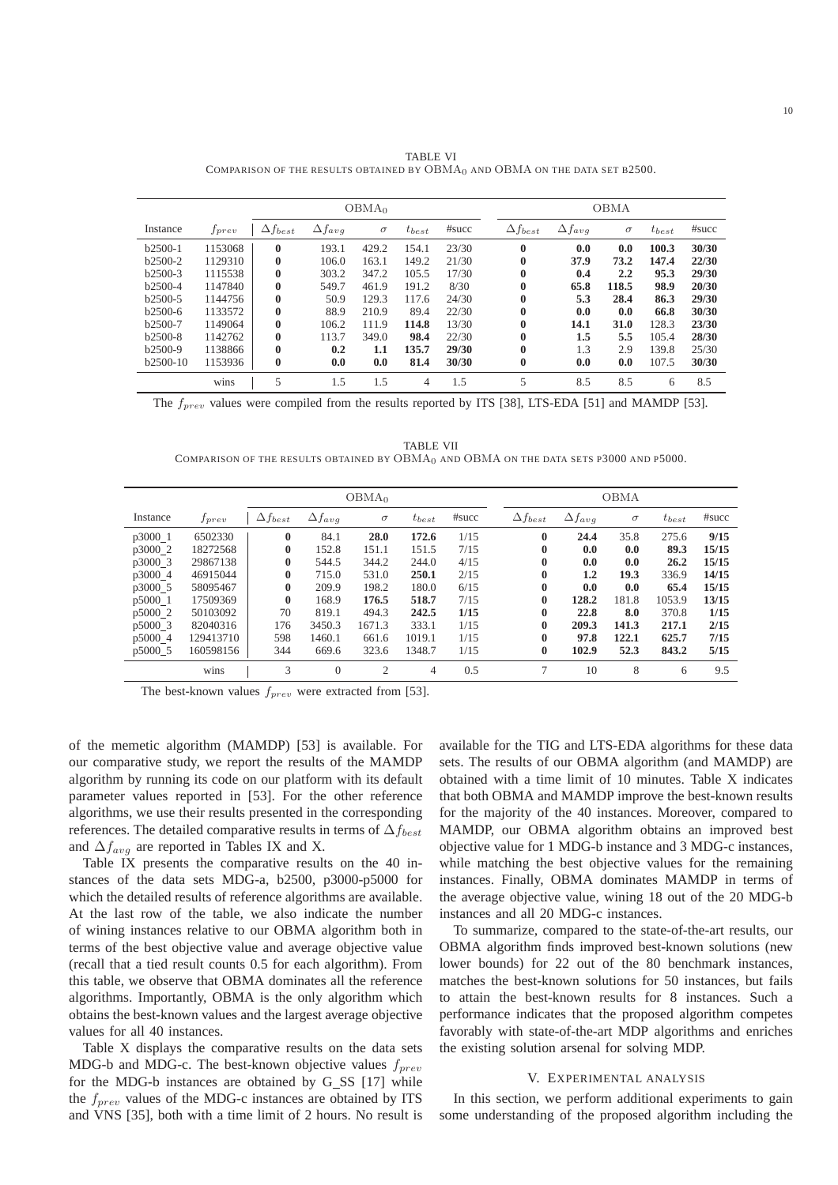TABLE VI
COMPARISON OF THE RESULTS OBTAINED BY $\text{OBMA}_0$ AND OBMA ON THE DATA SET B2500.

| | | $\text{OBMA}_0$ | | | | | OBMA | | | | |
|---|---|---|---|---|---|---|---|---|---|---|---|
| Instance | $f_{prev}$ | $\Delta f_{best}$ | $\Delta f_{avg}$ | $\sigma$ | $t_{best}$ | #succ | $\Delta f_{best}$ | $\Delta f_{avg}$ | $\sigma$ | $t_{best}$ | #succ |
| b2500-1 | 1153068 | **0** | 193.1 | 429.2 | 154.1 | 23/30 | **0** | **0.0** | **0.0** | **100.3** | **30/30** |
| b2500-2 | 1129310 | **0** | 106.0 | 163.1 | 149.2 | 21/30 | **0** | **37.9** | **73.2** | **147.4** | **22/30** |
| b2500-3 | 1115538 | **0** | 303.2 | 347.2 | 105.5 | 17/30 | **0** | **0.4** | **2.2** | **95.3** | **29/30** |
| b2500-4 | 1147840 | **0** | 549.7 | 461.9 | 191.2 | 8/30 | **0** | **65.8** | **118.5** | **98.9** | **20/30** |
| b2500-5 | 1144756 | **0** | 50.9 | 129.3 | 117.6 | 24/30 | **0** | **5.3** | **28.4** | **86.3** | **29/30** |
| b2500-6 | 1133572 | **0** | 88.9 | 210.9 | 89.4 | 22/30 | **0** | **0.0** | **0.0** | **66.8** | **30/30** |
| b2500-7 | 1149064 | **0** | 106.2 | 111.9 | **114.8** | 13/30 | **0** | **14.1** | **31.0** | 128.3 | **23/30** |
| b2500-8 | 1142762 | **0** | 113.7 | 349.0 | **98.4** | 22/30 | **0** | **1.5** | **5.5** | 105.4 | **28/30** |
| b2500-9 | 1138866 | **0** | **0.2** | **1.1** | **135.7** | **29/30** | **0** | 1.3 | 2.9 | 139.8 | 25/30 |
| b2500-10 | 1153936 | **0** | **0.0** | **0.0** | **81.4** | **30/30** | **0** | **0.0** | **0.0** | 107.5 | **30/30** |
| | wins | 5 | 1.5 | 1.5 | 4 | 1.5 | 5 | 8.5 | 8.5 | 6 | 8.5 |

The $f_{prev}$ values were compiled from the results reported by ITS [38], LTS-EDA [51] and MAMDP [53].

TABLE VII
COMPARISON OF THE RESULTS OBTAINED BY $\text{OBMA}_0$ AND OBMA ON THE DATA SETS P3000 AND P5000.

| | | $\text{OBMA}_0$ | | | | | OBMA | | | | |
|---|---|---|---|---|---|---|---|---|---|---|---|
| Instance | $f_{prev}$ | $\Delta f_{best}$ | $\Delta f_{avg}$ | $\sigma$ | $t_{best}$ | #succ | $\Delta f_{best}$ | $\Delta f_{avg}$ | $\sigma$ | $t_{best}$ | #succ |
| p3000_1 | 6502330 | **0** | 84.1 | **28.0** | **172.6** | 1/15 | **0** | **24.4** | 35.8 | 275.6 | **9/15** |
| p3000_2 | 18272568 | **0** | 152.8 | 151.1 | 151.5 | 7/15 | **0** | **0.0** | **0.0** | **89.3** | **15/15** |
| p3000_3 | 29867138 | **0** | 544.5 | 344.2 | 244.0 | 4/15 | **0** | **0.0** | **0.0** | **26.2** | **15/15** |
| p3000_4 | 46915044 | **0** | 715.0 | 531.0 | **250.1** | 2/15 | **0** | **1.2** | **19.3** | 336.9 | **14/15** |
| p3000_5 | 58095467 | **0** | 209.9 | 198.2 | 180.0 | 6/15 | **0** | **0.0** | **0.0** | **65.4** | **15/15** |
| p5000_1 | 17509369 | **0** | 168.9 | **176.5** | **518.7** | 7/15 | **0** | **128.2** | 181.8 | 1053.9 | **13/15** |
| p5000_2 | 50103092 | 70 | 819.1 | 494.3 | **242.5** | **1/15** | **0** | **22.8** | **8.0** | 370.8 | **1/15** |
| p5000_3 | 82040316 | 176 | 3450.3 | 1671.3 | 333.1 | 1/15 | **0** | **209.3** | **141.3** | **217.1** | **2/15** |
| p5000_4 | 129413710 | 598 | 1460.1 | 661.6 | 1019.1 | 1/15 | **0** | **97.8** | **122.1** | **625.7** | **7/15** |
| p5000_5 | 160598156 | 344 | 669.6 | 323.6 | 1348.7 | 1/15 | **0** | **102.9** | **52.3** | **843.2** | **5/15** |
| | wins | 3 | 0 | 2 | 4 | 0.5 | 7 | 10 | 8 | 6 | 9.5 |

The best-known values $f_{prev}$ were extracted from [53].

of the memetic algorithm (MAMDP) [53] is available. For our comparative study, we report the results of the MAMDP algorithm by running its code on our platform with its default parameter values reported in [53]. For the other reference algorithms, we use their results presented in the corresponding references. The detailed comparative results in terms of $\Delta f_{best}$ and $\Delta f_{avg}$ are reported in Tables IX and X.

Table IX presents the comparative results on the 40 instances of the data sets MDG-a, b2500, p3000-p5000 for which the detailed results of reference algorithms are available. At the last row of the table, we also indicate the number of wining instances relative to our OBMA algorithm both in terms of the best objective value and average objective value (recall that a tied result counts 0.5 for each algorithm). From this table, we observe that OBMA dominates all the reference algorithms. Importantly, OBMA is the only algorithm which obtains the best-known values and the largest average objective values for all 40 instances.

Table X displays the comparative results on the data sets MDG-b and MDG-c. The best-known objective values $f_{prev}$ for the MDG-b instances are obtained by G_SS [17] while the $f_{prev}$ values of the MDG-c instances are obtained by ITS and VNS [35], both with a time limit of 2 hours. No result is available for the TIG and LTS-EDA algorithms for these data sets. The results of our OBMA algorithm (and MAMDP) are obtained with a time limit of 10 minutes. Table X indicates that both OBMA and MAMDP improve the best-known results for the majority of the 40 instances. Moreover, compared to MAMDP, our OBMA algorithm obtains an improved best objective value for 1 MDG-b instance and 3 MDG-c instances, while matching the best objective values for the remaining instances. Finally, OBMA dominates MAMDP in terms of the average objective value, wining 18 out of the 20 MDG-b instances and all 20 MDG-c instances.

To summarize, compared to the state-of-the-art results, our OBMA algorithm finds improved best-known solutions (new lower bounds) for 22 out of the 80 benchmark instances, matches the best-known solutions for 50 instances, but fails to attain the best-known results for 8 instances. Such a performance indicates that the proposed algorithm competes favorably with state-of-the-art MDP algorithms and enriches the existing solution arsenal for solving MDP.

## V. EXPERIMENTAL ANALYSIS

In this section, we perform additional experiments to gain some understanding of the proposed algorithm including the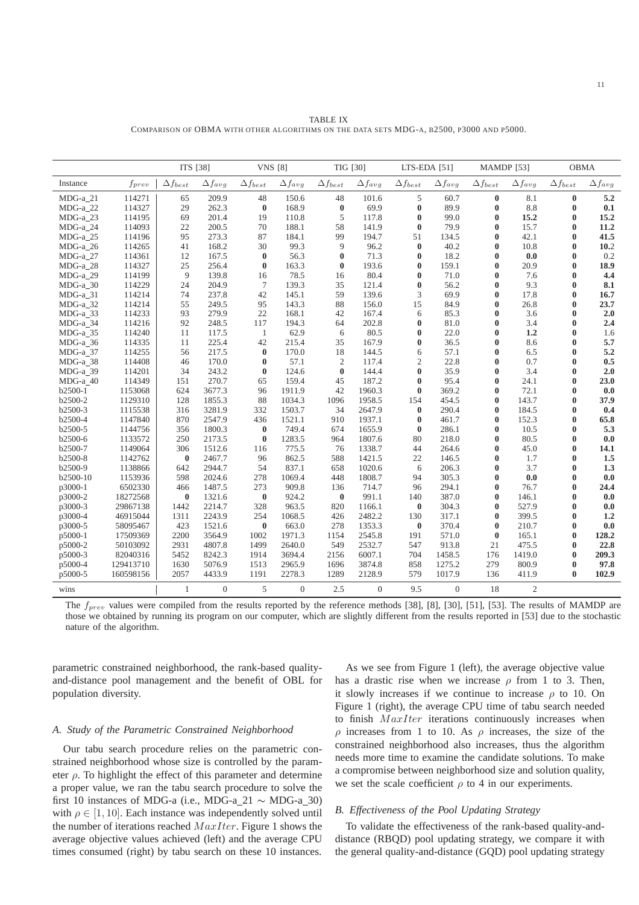TABLE IX

COMPARISON OF OBMA WITH OTHER ALGORITHMS ON THE DATA SETS MDG-A, B2500, P3000 AND P5000.

| | | ITS [38] | | VNS [8] | | TIG [30] | | LTS-EDA [51] | | MAMDP [53] | | OBMA | |
|---|---|---|---|---|---|---|---|---|---|---|---|---|---|
| Instance | $f_{prev}$ | $\Delta f_{best}$ | $\Delta f_{avg}$ | $\Delta f_{best}$ | $\Delta f_{avg}$ | $\Delta f_{best}$ | $\Delta f_{avg}$ | $\Delta f_{best}$ | $\Delta f_{avg}$ | $\Delta f_{best}$ | $\Delta f_{avg}$ | $\Delta f_{best}$ | $\Delta f_{avg}$ |
| MDG-a_21 | 114271 | 65 | 209.9 | 48 | 150.6 | 48 | 101.6 | 5 | 60.7 | **0** | 8.1 | **0** | **5.2** |
| MDG-a_22 | 114327 | 29 | 262.3 | **0** | 168.9 | **0** | 69.9 | **0** | 89.9 | **0** | 8.8 | **0** | **0.1** |
| MDG-a_23 | 114195 | 69 | 201.4 | 19 | 110.8 | 5 | 117.8 | **0** | 99.0 | **0** | **15.2** | **0** | **15.2** |
| MDG-a_24 | 114093 | 22 | 200.5 | 70 | 188.1 | 58 | 141.9 | **0** | 79.9 | **0** | 15.7 | **0** | **11.2** |
| MDG-a_25 | 114196 | 95 | 273.3 | 87 | 184.1 | 99 | 194.7 | 51 | 134.5 | **0** | 42.1 | **0** | **41.5** |
| MDG-a_26 | 114265 | 41 | 168.2 | 30 | 99.3 | 9 | 96.2 | **0** | 40.2 | **0** | 10.8 | **0** | **10.**2 |
| MDG-a_27 | 114361 | 12 | 167.5 | **0** | 56.3 | **0** | 71.3 | **0** | 18.2 | **0** | **0.0** | **0** | 0.2 |
| MDG-a_28 | 114327 | 25 | 256.4 | **0** | 163.3 | **0** | 193.6 | **0** | 159.1 | **0** | 20.9 | **0** | **18.9** |
| MDG-a_29 | 114199 | 9 | 139.8 | 16 | 78.5 | 16 | 80.4 | **0** | 71.0 | **0** | 7.6 | **0** | **4.4** |
| MDG-a_30 | 114229 | 24 | 204.9 | 7 | 139.3 | 35 | 121.4 | **0** | 56.2 | **0** | 9.3 | **0** | **8.1** |
| MDG-a_31 | 114214 | 74 | 237.8 | 42 | 145.1 | 59 | 139.6 | 3 | 69.9 | **0** | 17.8 | **0** | **16.7** |
| MDG-a_32 | 114214 | 55 | 249.5 | 95 | 143.3 | 88 | 156.0 | 15 | 84.9 | **0** | 26.8 | **0** | **23.7** |
| MDG-a_33 | 114233 | 93 | 279.9 | 22 | 168.1 | 42 | 167.4 | 6 | 85.3 | **0** | 3.6 | **0** | **2.0** |
| MDG-a_34 | 114216 | 92 | 248.5 | 117 | 194.3 | 64 | 202.8 | **0** | 81.0 | **0** | 3.4 | **0** | **2.4** |
| MDG-a_35 | 114240 | 11 | 117.5 | 1 | 62.9 | 6 | 80.5 | **0** | 22.0 | **0** | **1.2** | **0** | 1.6 |
| MDG-a_36 | 114335 | 11 | 225.4 | 42 | 215.4 | 35 | 167.9 | **0** | 36.5 | **0** | 8.6 | **0** | **5.7** |
| MDG-a_37 | 114255 | 56 | 217.5 | **0** | 170.0 | 18 | 144.5 | 6 | 57.1 | **0** | 6.5 | **0** | **5.2** |
| MDG-a_38 | 114408 | 46 | 170.0 | **0** | 57.1 | 2 | 117.4 | 2 | 22.8 | **0** | 0.7 | **0** | **0.5** |
| MDG-a_39 | 114201 | 34 | 243.2 | **0** | 124.6 | **0** | 144.4 | **0** | 35.9 | **0** | 3.4 | **0** | **2.0** |
| MDG-a_40 | 114349 | 151 | 270.7 | 65 | 159.4 | 45 | 187.2 | **0** | 95.4 | **0** | 24.1 | **0** | **23.0** |
| b2500-1 | 1153068 | 624 | 3677.3 | 96 | 1911.9 | 42 | 1960.3 | **0** | 369.2 | **0** | 72.1 | **0** | **0.0** |
| b2500-2 | 1129310 | 128 | 1855.3 | 88 | 1034.3 | 1096 | 1958.5 | 154 | 454.5 | **0** | 143.7 | **0** | **37.9** |
| b2500-3 | 1115538 | 316 | 3281.9 | 332 | 1503.7 | 34 | 2647.9 | **0** | 290.4 | **0** | 184.5 | **0** | **0.4** |
| b2500-4 | 1147840 | 870 | 2547.9 | 436 | 1521.1 | 910 | 1937.1 | **0** | 461.7 | **0** | 152.3 | **0** | **65.8** |
| b2500-5 | 1144756 | 356 | 1800.3 | **0** | 749.4 | 674 | 1655.9 | **0** | 286.1 | **0** | 10.5 | **0** | **5.3** |
| b2500-6 | 1133572 | 250 | 2173.5 | **0** | 1283.5 | 964 | 1807.6 | 80 | 218.0 | **0** | 80.5 | **0** | **0.0** |
| b2500-7 | 1149064 | 306 | 1512.6 | 116 | 775.5 | 76 | 1338.7 | 44 | 264.6 | **0** | 45.0 | **0** | **14.1** |
| b2500-8 | 1142762 | **0** | 2467.7 | 96 | 862.5 | 588 | 1421.5 | 22 | 146.5 | **0** | 1.7 | **0** | **1.5** |
| b2500-9 | 1138866 | 642 | 2944.7 | 54 | 837.1 | 658 | 1020.6 | 6 | 206.3 | **0** | 3.7 | **0** | **1.3** |
| b2500-10 | 1153936 | 598 | 2024.6 | 278 | 1069.4 | 448 | 1808.7 | 94 | 305.3 | **0** | **0.0** | **0** | **0.0** |
| p3000-1 | 6502330 | 466 | 1487.5 | 273 | 909.8 | 136 | 714.7 | 96 | 294.1 | **0** | 76.7 | **0** | **24.4** |
| p3000-2 | 18272568 | **0** | 1321.6 | **0** | 924.2 | **0** | 991.1 | 140 | 387.0 | **0** | 146.1 | **0** | **0.0** |
| p3000-3 | 29867138 | 1442 | 2214.7 | 328 | 963.5 | 820 | 1166.1 | **0** | 304.3 | **0** | 527.9 | **0** | **0.0** |
| p3000-4 | 46915044 | 1311 | 2243.9 | 254 | 1068.5 | 426 | 2482.2 | 130 | 317.1 | **0** | 399.5 | **0** | **1.2** |
| p3000-5 | 58095467 | 423 | 1521.6 | **0** | 663.0 | 278 | 1353.3 | **0** | 370.4 | **0** | 210.7 | **0** | **0.0** |
| p5000-1 | 17509369 | 2200 | 3564.9 | 1002 | 1971.3 | 1154 | 2545.8 | 191 | 571.0 | **0** | 165.1 | **0** | **128.2** |
| p5000-2 | 50103092 | 2931 | 4807.8 | 1499 | 2640.0 | 549 | 2532.7 | 547 | 913.8 | 21 | 475.5 | **0** | **22.8** |
| p5000-3 | 82040316 | 5452 | 8242.3 | 1914 | 3694.4 | 2156 | 6007.1 | 704 | 1458.5 | 176 | 1419.0 | **0** | **209.3** |
| p5000-4 | 129413710 | 1630 | 5076.9 | 1513 | 2965.9 | 1696 | 3874.8 | 858 | 1275.2 | 279 | 800.9 | **0** | **97.8** |
| p5000-5 | 160598156 | 2057 | 4433.9 | 1191 | 2278.3 | 1289 | 2128.9 | 579 | 1017.9 | 136 | 411.9 | **0** | **102.9** |
| wins | | 1 | 0 | 5 | 0 | 2.5 | 0 | 9.5 | 0 | 18 | 2 | | |

The $f_{prev}$ values were compiled from the results reported by the reference methods [38], [8], [30], [51], [53]. The results of MAMDP are those we obtained by running its program on our computer, which are slightly different from the results reported in [53] due to the stochastic nature of the algorithm.

parametric constrained neighborhood, the rank-based quality-and-distance pool management and the benefit of OBL for population diversity.

### A. Study of the Parametric Constrained Neighborhood

Our tabu search procedure relies on the parametric constrained neighborhood whose size is controlled by the parameter $\rho$. To highlight the effect of this parameter and determine a proper value, we ran the tabu search procedure to solve the first 10 instances of MDG-a (i.e., MDG-a_21 $\sim$ MDG-a_30) with $\rho \in [1, 10]$. Each instance was independently solved until the number of iterations reached $MaxIter$. Figure 1 shows the average objective values achieved (left) and the average CPU times consumed (right) by tabu search on these 10 instances.

As we see from Figure 1 (left), the average objective value has a drastic rise when we increase $\rho$ from 1 to 3. Then, it slowly increases if we continue to increase $\rho$ to 10. On Figure 1 (right), the average CPU time of tabu search needed to finish $MaxIter$ iterations continuously increases when $\rho$ increases from 1 to 10. As $\rho$ increases, the size of the constrained neighborhood also increases, thus the algorithm needs more time to examine the candidate solutions. To make a compromise between neighborhood size and solution quality, we set the scale coefficient $\rho$ to 4 in our experiments.

### B. Effectiveness of the Pool Updating Strategy

To validate the effectiveness of the rank-based quality-and-distance (RBQD) pool updating strategy, we compare it with the general quality-and-distance (GQD) pool updating strategy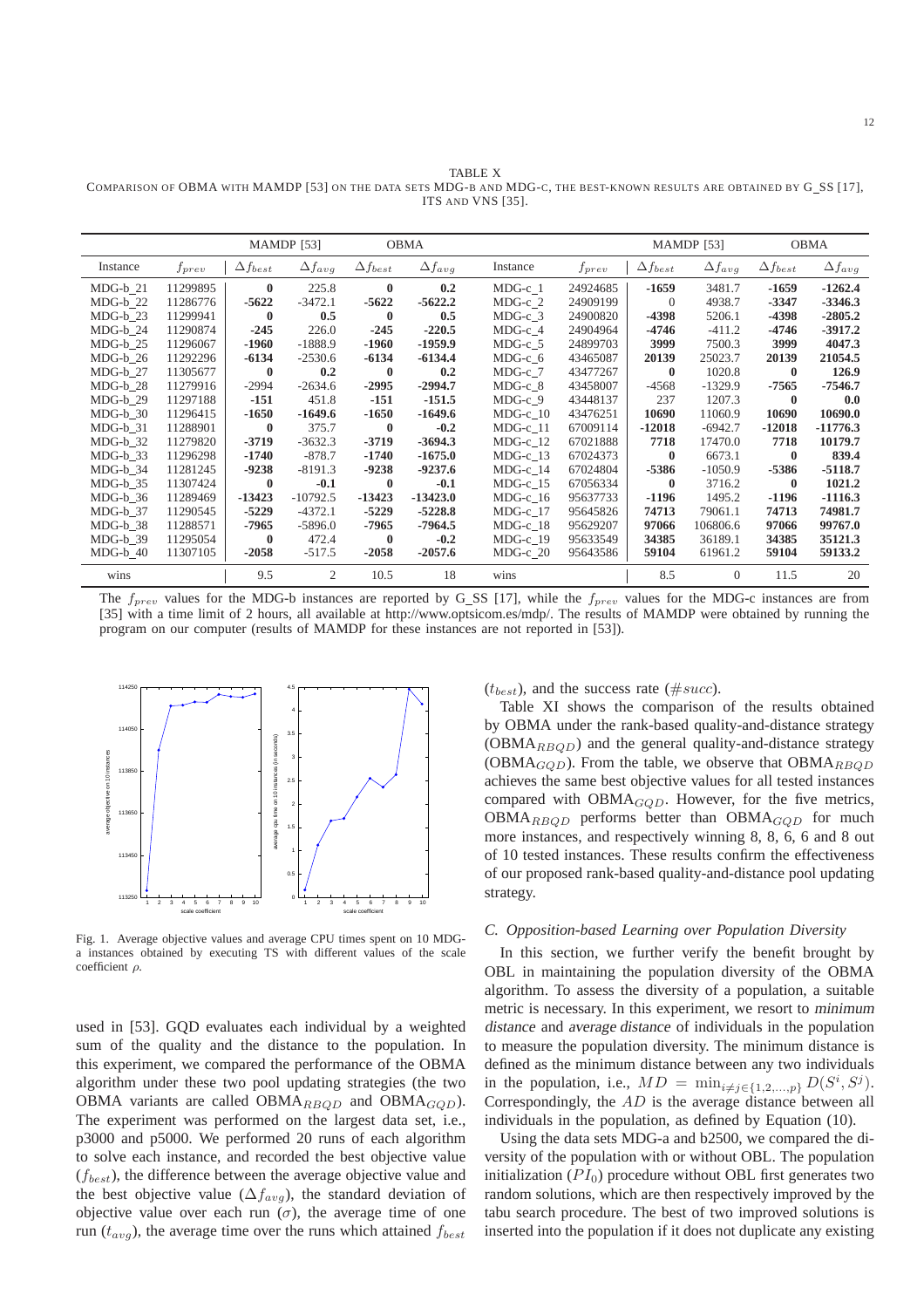TABLE X
COMPARISON OF OBMA WITH MAMDP [53] ON THE DATA SETS MDG-B AND MDG-C, THE BEST-KNOWN RESULTS ARE OBTAINED BY G_SS [17], ITS AND VNS [35].

| | | MAMDP [53] | | OBMA | | | | MAMDP [53] | | OBMA | |
|---|---|---|---|---|---|---|---|---|---|---|---|
| Instance | $f_{prev}$ | $\Delta f_{best}$ | $\Delta f_{avg}$ | $\Delta f_{best}$ | $\Delta f_{avg}$ | Instance | $f_{prev}$ | $\Delta f_{best}$ | $\Delta f_{avg}$ | $\Delta f_{best}$ | $\Delta f_{avg}$ |
| MDG-b_21 | 11299895 | **0** | 225.8 | **0** | **0.2** | MDG-c_1 | 24924685 | **-1659** | 3481.7 | **-1659** | **-1262.4** |
| MDG-b_22 | 11286776 | **-5622** | -3472.1 | **-5622** | **-5622.2** | MDG-c_2 | 24909199 | 0 | 4938.7 | **-3347** | **-3346.3** |
| MDG-b_23 | 11299941 | **0** | **0.5** | **0** | **0.5** | MDG-c_3 | 24900820 | **-4398** | 5206.1 | **-4398** | **-2805.2** |
| MDG-b_24 | 11290874 | **-245** | 226.0 | **-245** | **-220.5** | MDG-c_4 | 24904964 | **-4746** | -411.2 | **-4746** | **-3917.2** |
| MDG-b_25 | 11296067 | **-1960** | -1888.9 | **-1960** | **-1959.9** | MDG-c_5 | 24899703 | **3999** | 7500.3 | **3999** | **4047.3** |
| MDG-b_26 | 11292296 | **-6134** | -2530.6 | **-6134** | **-6134.4** | MDG-c_6 | 43465087 | **20139** | 25023.7 | **20139** | **21054.5** |
| MDG-b_27 | 11305677 | **0** | **0.2** | **0** | **0.2** | MDG-c_7 | 43477267 | **0** | 1020.8 | **0** | **126.9** |
| MDG-b_28 | 11279916 | -2994 | -2634.6 | **-2995** | **-2994.7** | MDG-c_8 | 43458007 | -4568 | -1329.9 | **-7565** | **-7546.7** |
| MDG-b_29 | 11297188 | **-151** | 451.8 | **-151** | **-151.5** | MDG-c_9 | 43448137 | 237 | 1207.3 | **0** | **0.0** |
| MDG-b_30 | 11296415 | **-1650** | **-1649.6** | **-1650** | **-1649.6** | MDG-c_10 | 43476251 | **10690** | 11060.9 | **10690** | **10690.0** |
| MDG-b_31 | 11288901 | **0** | 375.7 | **0** | **-0.2** | MDG-c_11 | 67009114 | **-12018** | -6942.7 | **-12018** | **-11776.3** |
| MDG-b_32 | 11279820 | **-3719** | -3632.3 | **-3719** | **-3694.3** | MDG-c_12 | 67021888 | **7718** | 17470.0 | **7718** | **10179.7** |
| MDG-b_33 | 11296298 | **-1740** | -878.7 | **-1740** | **-1675.0** | MDG-c_13 | 67024373 | **0** | 6673.1 | **0** | **839.4** |
| MDG-b_34 | 11281245 | **-9238** | -8191.3 | **-9238** | **-9237.6** | MDG-c_14 | 67024804 | **-5386** | -1050.9 | **-5386** | **-5118.7** |
| MDG-b_35 | 11307424 | **0** | **-0.1** | **0** | **-0.1** | MDG-c_15 | 67056334 | **0** | 3716.2 | **0** | **1021.2** |
| MDG-b_36 | 11289469 | **-13423** | -10792.5 | **-13423** | **-13423.0** | MDG-c_16 | 95637733 | **-1196** | 1495.2 | **-1196** | **-1116.3** |
| MDG-b_37 | 11290545 | **-5229** | -4372.1 | **-5229** | **-5228.8** | MDG-c_17 | 95645826 | **74713** | 79061.1 | **74713** | **74981.7** |
| MDG-b_38 | 11288571 | **-7965** | -5896.0 | **-7965** | **-7964.5** | MDG-c_18 | 95629207 | **97066** | 106806.6 | **97066** | **99767.0** |
| MDG-b_39 | 11295054 | **0** | 472.4 | **0** | **-0.2** | MDG-c_19 | 95633549 | **34385** | 36189.1 | **34385** | **35121.3** |
| MDG-b_40 | 11307105 | **-2058** | -517.5 | **-2058** | **-2057.6** | MDG-c_20 | 95643586 | **59104** | 61961.2 | **59104** | **59133.2** |
| wins | | 9.5 | 2 | 10.5 | 18 | wins | | 8.5 | 0 | 11.5 | 20 |

The $f_{prev}$ values for the MDG-b instances are reported by G_SS [17], while the $f_{prev}$ values for the MDG-c instances are from [35] with a time limit of 2 hours, all available at http://www.optsicom.es/mdp/. The results of MAMDP were obtained by running the program on our computer (results of MAMDP for these instances are not reported in [53]).

Fig. 1. Average objective values and average CPU times spent on 10 MDG-a instances obtained by executing TS with different values of the scale coefficient $\rho$.

used in [53]. GQD evaluates each individual by a weighted sum of the quality and the distance to the population. In this experiment, we compared the performance of the OBMA algorithm under these two pool updating strategies (the two OBMA variants are called OBMA$_{RBQD}$ and OBMA$_{GQD}$). The experiment was performed on the largest data set, i.e., p3000 and p5000. We performed 20 runs of each algorithm to solve each instance, and recorded the best objective value ($f_{best}$), the difference between the average objective value and the best objective value ($\Delta f_{avg}$), the standard deviation of objective value over each run ($\sigma$), the average time of one run ($t_{avg}$), the average time over the runs which attained $f_{best}$ ($t_{best}$), and the success rate ($\#succ$).

Table XI shows the comparison of the results obtained by OBMA under the rank-based quality-and-distance strategy (OBMA$_{RBQD}$) and the general quality-and-distance strategy (OBMA$_{GQD}$). From the table, we observe that OBMA$_{RBQD}$ achieves the same best objective values for all tested instances compared with OBMA$_{GQD}$. However, for the five metrics, OBMA$_{RBQD}$ performs better than OBMA$_{GQD}$ for much more instances, and respectively winning 8, 8, 6, 6 and 8 out of 10 tested instances. These results confirm the effectiveness of our proposed rank-based quality-and-distance pool updating strategy.

### C. Opposition-based Learning over Population Diversity

In this section, we further verify the benefit brought by OBL in maintaining the population diversity of the OBMA algorithm. To assess the diversity of a population, a suitable metric is necessary. In this experiment, we resort to *minimum distance* and *average distance* of individuals in the population to measure the population diversity. The minimum distance is defined as the minimum distance between any two individuals in the population, i.e., $MD = \min_{i \neq j \in \{1,2,\ldots,p\}} D(S^i, S^j)$. Correspondingly, the $AD$ is the average distance between all individuals in the population, as defined by Equation (10).

Using the data sets MDG-a and b2500, we compared the diversity of the population with or without OBL. The population initialization ($PI_0$) procedure without OBL first generates two random solutions, which are then respectively improved by the tabu search procedure. The best of two improved solutions is inserted into the population if it does not duplicate any existing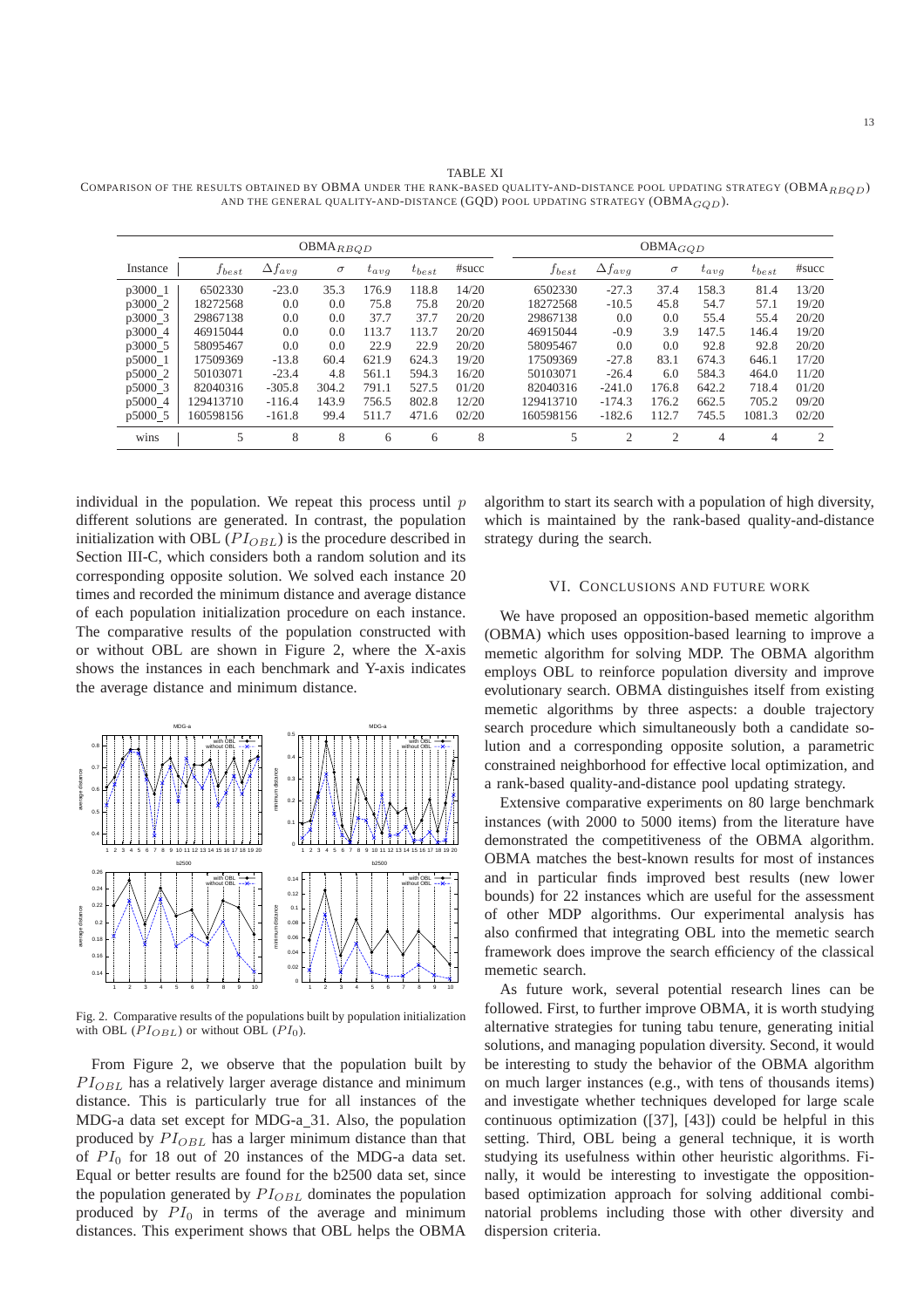TABLE XI
COMPARISON OF THE RESULTS OBTAINED BY OBMA UNDER THE RANK-BASED QUALITY-AND-DISTANCE POOL UPDATING STRATEGY ($OBMA_{RBQD}$) AND THE GENERAL QUALITY-AND-DISTANCE (GQD) POOL UPDATING STRATEGY ($OBMA_{GQD}$).

| | $OBMA_{RBQD}$ | | | | | | $OBMA_{GQD}$ | | | | | |
|---|---|---|---|---|---|---|---|---|---|---|---|---|
| Instance | $f_{best}$ | $\Delta f_{avg}$ | $\sigma$ | $t_{avg}$ | $t_{best}$ | #succ | $f_{best}$ | $\Delta f_{avg}$ | $\sigma$ | $t_{avg}$ | $t_{best}$ | #succ |
| p3000_1 | 6502330 | -23.0 | 35.3 | 176.9 | 118.8 | 14/20 | 6502330 | -27.3 | 37.4 | 158.3 | 81.4 | 13/20 |
| p3000_2 | 18272568 | 0.0 | 0.0 | 75.8 | 75.8 | 20/20 | 18272568 | -10.5 | 45.8 | 54.7 | 57.1 | 19/20 |
| p3000_3 | 29867138 | 0.0 | 0.0 | 37.7 | 37.7 | 20/20 | 29867138 | 0.0 | 0.0 | 55.4 | 55.4 | 20/20 |
| p3000_4 | 46915044 | 0.0 | 0.0 | 113.7 | 113.7 | 20/20 | 46915044 | -0.9 | 3.9 | 147.5 | 146.4 | 19/20 |
| p3000_5 | 58095467 | 0.0 | 0.0 | 22.9 | 22.9 | 20/20 | 58095467 | 0.0 | 0.0 | 92.8 | 92.8 | 20/20 |
| p5000_1 | 17509369 | -13.8 | 60.4 | 621.9 | 624.3 | 19/20 | 17509369 | -27.8 | 83.1 | 674.3 | 646.1 | 17/20 |
| p5000_2 | 50103071 | -23.4 | 4.8 | 561.1 | 594.3 | 16/20 | 50103071 | -26.4 | 6.0 | 584.3 | 464.0 | 11/20 |
| p5000_3 | 82040316 | -305.8 | 304.2 | 791.1 | 527.5 | 01/20 | 82040316 | -241.0 | 176.8 | 642.2 | 718.4 | 01/20 |
| p5000_4 | 129413710 | -116.4 | 143.9 | 756.5 | 802.8 | 12/20 | 129413710 | -174.3 | 176.2 | 662.5 | 705.2 | 09/20 |
| p5000_5 | 160598156 | -161.8 | 99.4 | 511.7 | 471.6 | 02/20 | 160598156 | -182.6 | 112.7 | 745.5 | 1081.3 | 02/20 |
| wins | 5 | 8 | 8 | 6 | 6 | 8 | 5 | 2 | 2 | 4 | 4 | 2 |

individual in the population. We repeat this process until $p$ different solutions are generated. In contrast, the population initialization with OBL ($PI_{OBL}$) is the procedure described in Section III-C, which considers both a random solution and its corresponding opposite solution. We solved each instance 20 times and recorded the minimum distance and average distance of each population initialization procedure on each instance. The comparative results of the population constructed with or without OBL are shown in Figure 2, where the X-axis shows the instances in each benchmark and Y-axis indicates the average distance and minimum distance.

Fig. 2. Comparative results of the populations built by population initialization with OBL ($PI_{OBL}$) or without OBL ($PI_0$).

From Figure 2, we observe that the population built by $PI_{OBL}$ has a relatively larger average distance and minimum distance. This is particularly true for all instances of the MDG-a data set except for MDG-a_31. Also, the population produced by $PI_{OBL}$ has a larger minimum distance than that of $PI_0$ for 18 out of 20 instances of the MDG-a data set. Equal or better results are found for the b2500 data set, since the population generated by $PI_{OBL}$ dominates the population produced by $PI_0$ in terms of the average and minimum distances. This experiment shows that OBL helps the OBMA algorithm to start its search with a population of high diversity, which is maintained by the rank-based quality-and-distance strategy during the search.

## VI. CONCLUSIONS AND FUTURE WORK

We have proposed an opposition-based memetic algorithm (OBMA) which uses opposition-based learning to improve a memetic algorithm for solving MDP. The OBMA algorithm employs OBL to reinforce population diversity and improve evolutionary search. OBMA distinguishes itself from existing memetic algorithms by three aspects: a double trajectory search procedure which simultaneously both a candidate solution and a corresponding opposite solution, a parametric constrained neighborhood for effective local optimization, and a rank-based quality-and-distance pool updating strategy.

Extensive comparative experiments on 80 large benchmark instances (with 2000 to 5000 items) from the literature have demonstrated the competitiveness of the OBMA algorithm. OBMA matches the best-known results for most of instances and in particular finds improved best results (new lower bounds) for 22 instances which are useful for the assessment of other MDP algorithms. Our experimental analysis has also confirmed that integrating OBL into the memetic search framework does improve the search efficiency of the classical memetic search.

As future work, several potential research lines can be followed. First, to further improve OBMA, it is worth studying alternative strategies for tuning tabu tenure, generating initial solutions, and managing population diversity. Second, it would be interesting to study the behavior of the OBMA algorithm on much larger instances (e.g., with tens of thousands items) and investigate whether techniques developed for large scale continuous optimization ([37], [43]) could be helpful in this setting. Third, OBL being a general technique, it is worth studying its usefulness within other heuristic algorithms. Finally, it would be interesting to investigate the opposition-based optimization approach for solving additional combinatorial problems including those with other diversity and dispersion criteria.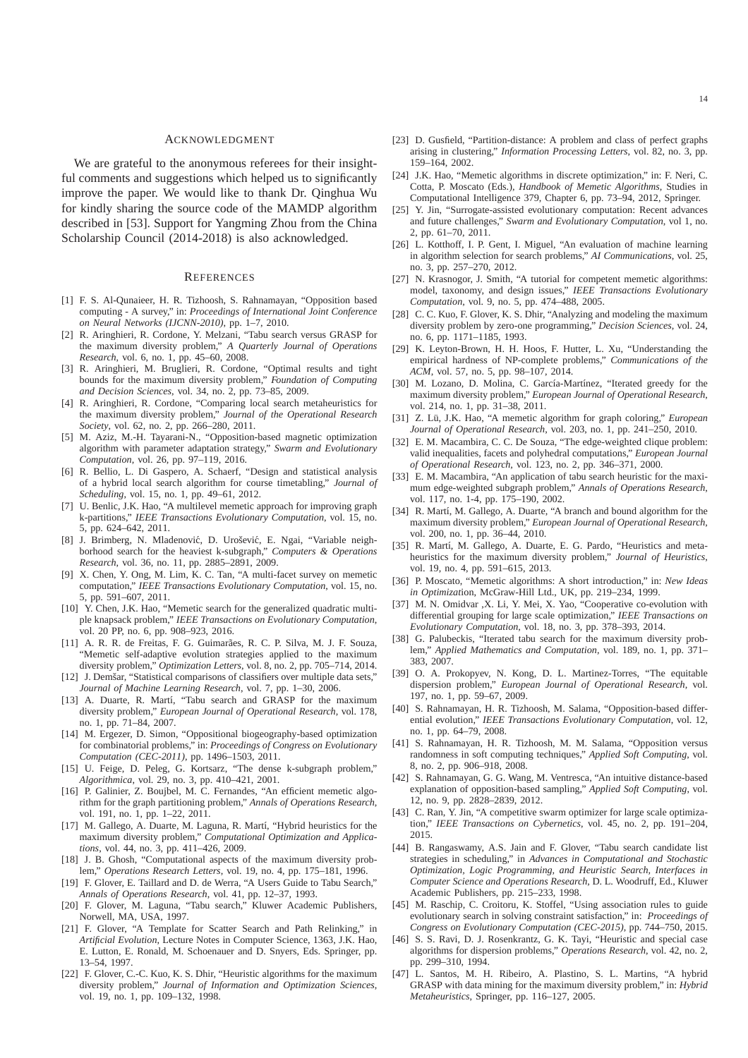## Acknowledgment

We are grateful to the anonymous referees for their insightful comments and suggestions which helped us to significantly improve the paper. We would like to thank Dr. Qinghua Wu for kindly sharing the source code of the MAMDP algorithm described in [53]. Support for Yangming Zhou from the China Scholarship Council (2014-2018) is also acknowledged.

## References

[1] F. S. Al-Qunaieer, H. R. Tizhoosh, S. Rahnamayan, "Opposition based computing - A survey," in: *Proceedings of International Joint Conference on Neural Networks (IJCNN-2010)*, pp. 1–7, 2010.

[2] R. Aringhieri, R. Cordone, Y. Melzani, "Tabu search versus GRASP for the maximum diversity problem," *A Quarterly Journal of Operations Research*, vol. 6, no. 1, pp. 45–60, 2008.

[3] R. Aringhieri, M. Bruglieri, R. Cordone, "Optimal results and tight bounds for the maximum diversity problem," *Foundation of Computing and Decision Sciences*, vol. 34, no. 2, pp. 73–85, 2009.

[4] R. Aringhieri, R. Cordone, "Comparing local search metaheuristics for the maximum diversity problem," *Journal of the Operational Research Society*, vol. 62, no. 2, pp. 266–280, 2011.

[5] M. Aziz, M.-H. Tayarani-N., "Opposition-based magnetic optimization algorithm with parameter adaptation strategy," *Swarm and Evolutionary Computation*, vol. 26, pp. 97–119, 2016.

[6] R. Bellio, L. Di Gaspero, A. Schaerf, "Design and statistical analysis of a hybrid local search algorithm for course timetabling," *Journal of Scheduling*, vol. 15, no. 1, pp. 49–61, 2012.

[7] U. Benlic, J.K. Hao, "A multilevel memetic approach for improving graph k-partitions," *IEEE Transactions Evolutionary Computation*, vol. 15, no. 5, pp. 624–642, 2011.

[8] J. Brimberg, N. Mladenović, D. Urošević, E. Ngai, "Variable neighborhood search for the heaviest k-subgraph," *Computers & Operations Research*, vol. 36, no. 11, pp. 2885–2891, 2009.

[9] X. Chen, Y. Ong, M. Lim, K. C. Tan, "A multi-facet survey on memetic computation," *IEEE Transactions Evolutionary Computation*, vol. 15, no. 5, pp. 591–607, 2011.

[10] Y. Chen, J.K. Hao, "Memetic search for the generalized quadratic multiple knapsack problem," *IEEE Transactions on Evolutionary Computation*, vol. 20 PP, no. 6, pp. 908–923, 2016.

[11] A. R. R. de Freitas, F. G. Guimarães, R. C. P. Silva, M. J. F. Souza, "Memetic self-adaptive evolution strategies applied to the maximum diversity problem," *Optimization Letters*, vol. 8, no. 2, pp. 705–714, 2014.

[12] J. Demšar, "Statistical comparisons of classifiers over multiple data sets," *Journal of Machine Learning Research*, vol. 7, pp. 1–30, 2006.

[13] A. Duarte, R. Martí, "Tabu search and GRASP for the maximum diversity problem," *European Journal of Operational Research*, vol. 178, no. 1, pp. 71–84, 2007.

[14] M. Ergezer, D. Simon, "Oppositional biogeography-based optimization for combinatorial problems," in: *Proceedings of Congress on Evolutionary Computation (CEC-2011)*, pp. 1496–1503, 2011.

[15] U. Feige, D. Peleg, G. Kortsarz, "The dense k-subgraph problem," *Algorithmica*, vol. 29, no. 3, pp. 410–421, 2001.

[16] P. Galinier, Z. Boujbel, M. C. Fernandes, "An efficient memetic algorithm for the graph partitioning problem," *Annals of Operations Research*, vol. 191, no. 1, pp. 1–22, 2011.

[17] M. Gallego, A. Duarte, M. Laguna, R. Martí, "Hybrid heuristics for the maximum diversity problem," *Computational Optimization and Applications*, vol. 44, no. 3, pp. 411–426, 2009.

[18] J. B. Ghosh, "Computational aspects of the maximum diversity problem," *Operations Research Letters*, vol. 19, no. 4, pp. 175–181, 1996.

[19] F. Glover, E. Taillard and D. de Werra, "A Users Guide to Tabu Search," *Annals of Operations Research*, vol. 41, pp. 12–37, 1993.

[20] F. Glover, M. Laguna, "Tabu search," Kluwer Academic Publishers, Norwell, MA, USA, 1997.

[21] F. Glover, "A Template for Scatter Search and Path Relinking," in *Artificial Evolution*, Lecture Notes in Computer Science, 1363, J.K. Hao, E. Lutton, E. Ronald, M. Schoenauer and D. Snyers, Eds. Springer, pp. 13–54, 1997.

[22] F. Glover, C.-C. Kuo, K. S. Dhir, "Heuristic algorithms for the maximum diversity problem," *Journal of Information and Optimization Sciences*, vol. 19, no. 1, pp. 109–132, 1998.

[23] D. Gusfield, "Partition-distance: A problem and class of perfect graphs arising in clustering," *Information Processing Letters*, vol. 82, no. 3, pp. 159–164, 2002.

[24] J.K. Hao, "Memetic algorithms in discrete optimization," in: F. Neri, C. Cotta, P. Moscato (Eds.), *Handbook of Memetic Algorithms*, Studies in Computational Intelligence 379, Chapter 6, pp. 73–94, 2012, Springer.

[25] Y. Jin, "Surrogate-assisted evolutionary computation: Recent advances and future challenges," *Swarm and Evolutionary Computation*, vol 1, no. 2, pp. 61–70, 2011.

[26] L. Kotthoff, I. P. Gent, I. Miguel, "An evaluation of machine learning in algorithm selection for search problems," *AI Communications*, vol. 25, no. 3, pp. 257–270, 2012.

[27] N. Krasnogor, J. Smith, "A tutorial for competent memetic algorithms: model, taxonomy, and design issues," *IEEE Transactions Evolutionary Computation*, vol. 9, no. 5, pp. 474–488, 2005.

[28] C. C. Kuo, F. Glover, K. S. Dhir, "Analyzing and modeling the maximum diversity problem by zero-one programming," *Decision Sciences*, vol. 24, no. 6, pp. 1171–1185, 1993.

[29] K. Leyton-Brown, H. H. Hoos, F. Hutter, L. Xu, "Understanding the empirical hardness of NP-complete problems," *Communications of the ACM*, vol. 57, no. 5, pp. 98–107, 2014.

[30] M. Lozano, D. Molina, C. García-Martínez, "Iterated greedy for the maximum diversity problem," *European Journal of Operational Research*, vol. 214, no. 1, pp. 31–38, 2011.

[31] Z. Lü, J.K. Hao, "A memetic algorithm for graph coloring," *European Journal of Operational Research*, vol. 203, no. 1, pp. 241–250, 2010.

[32] E. M. Macambira, C. C. De Souza, "The edge-weighted clique problem: valid inequalities, facets and polyhedral computations," *European Journal of Operational Research*, vol. 123, no. 2, pp. 346–371, 2000.

[33] E. M. Macambira, "An application of tabu search heuristic for the maximum edge-weighted subgraph problem," *Annals of Operations Research*, vol. 117, no. 1-4, pp. 175–190, 2002.

[34] R. Martí, M. Gallego, A. Duarte, "A branch and bound algorithm for the maximum diversity problem," *European Journal of Operational Research*, vol. 200, no. 1, pp. 36–44, 2010.

[35] R. Martí, M. Gallego, A. Duarte, E. G. Pardo, "Heuristics and metaheuristics for the maximum diversity problem," *Journal of Heuristics*, vol. 19, no. 4, pp. 591–615, 2013.

[36] P. Moscato, "Memetic algorithms: A short introduction," in: *New Ideas in Optimizat*ion, McGraw-Hill Ltd., UK, pp. 219–234, 1999.

[37] M. N. Omidvar ,X. Li, Y. Mei, X. Yao, "Cooperative co-evolution with differential grouping for large scale optimization," *IEEE Transactions on Evolutionary Computation*, vol. 18, no. 3, pp. 378–393, 2014.

[38] G. Palubeckis, "Iterated tabu search for the maximum diversity problem," *Applied Mathematics and Computation*, vol. 189, no. 1, pp. 371–383, 2007.

[39] O. A. Prokopyev, N. Kong, D. L. Martinez-Torres, "The equitable dispersion problem," *European Journal of Operational Research*, vol. 197, no. 1, pp. 59–67, 2009.

[40] S. Rahnamayan, H. R. Tizhoosh, M. Salama, "Opposition-based differential evolution," *IEEE Transactions Evolutionary Computation*, vol. 12, no. 1, pp. 64–79, 2008.

[41] S. Rahnamayan, H. R. Tizhoosh, M. M. Salama, "Opposition versus randomness in soft computing techniques," *Applied Soft Computing*, vol. 8, no. 2, pp. 906–918, 2008.

[42] S. Rahnamayan, G. G. Wang, M. Ventresca, "An intuitive distance-based explanation of opposition-based sampling," *Applied Soft Computing*, vol. 12, no. 9, pp. 2828–2839, 2012.

[43] C. Ran, Y. Jin, "A competitive swarm optimizer for large scale optimization," *IEEE Transactions on Cybernetics*, vol. 45, no. 2, pp. 191–204, 2015.

[44] B. Rangaswamy, A.S. Jain and F. Glover, "Tabu search candidate list strategies in scheduling," in *Advances in Computational and Stochastic Optimization, Logic Programming, and Heuristic Search, Interfaces in Computer Science and Operations Research*, D. L. Woodruff, Ed., Kluwer Academic Publishers, pp. 215–233, 1998.

[45] M. Raschip, C. Croitoru, K. Stoffel, "Using association rules to guide evolutionary search in solving constraint satisfaction," in: *Proceedings of Congress on Evolutionary Computation (CEC-2015)*, pp. 744–750, 2015.

[46] S. S. Ravi, D. J. Rosenkrantz, G. K. Tayi, "Heuristic and special case algorithms for dispersion problems," *Operations Research*, vol. 42, no. 2, pp. 299–310, 1994.

[47] L. Santos, M. H. Ribeiro, A. Plastino, S. L. Martins, "A hybrid GRASP with data mining for the maximum diversity problem," in: *Hybrid Metaheuristics*, Springer, pp. 116–127, 2005.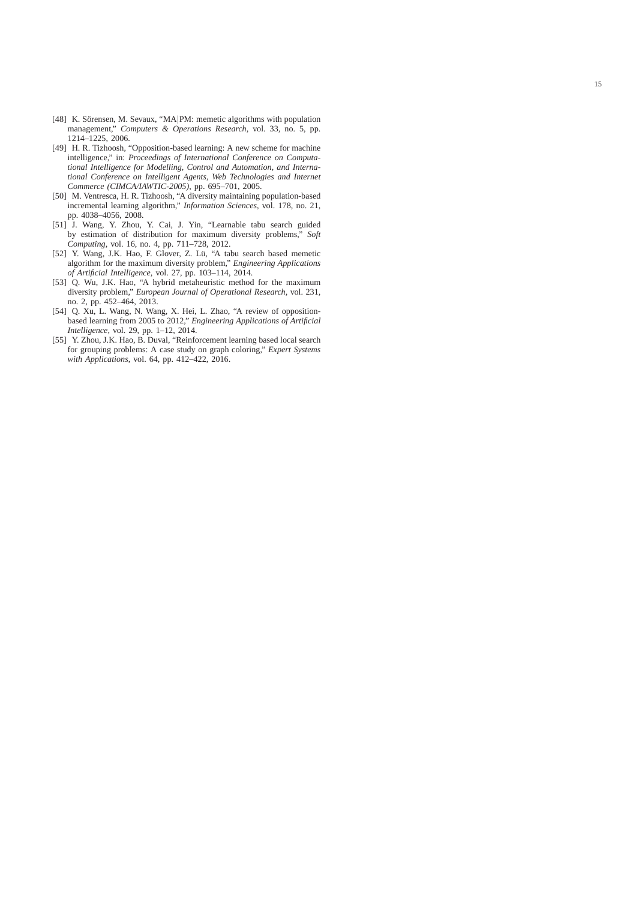[48] K. Sörensen, M. Sevaux, "MA|PM: memetic algorithms with population management," *Computers & Operations Research*, vol. 33, no. 5, pp. 1214–1225, 2006.

[49] H. R. Tizhoosh, "Opposition-based learning: A new scheme for machine intelligence," in: *Proceedings of International Conference on Computational Intelligence for Modelling, Control and Automation, and International Conference on Intelligent Agents, Web Technologies and Internet Commerce (CIMCA/IAWTIC-2005)*, pp. 695–701, 2005.

[50] M. Ventresca, H. R. Tizhoosh, "A diversity maintaining population-based incremental learning algorithm," *Information Sciences*, vol. 178, no. 21, pp. 4038–4056, 2008.

[51] J. Wang, Y. Zhou, Y. Cai, J. Yin, "Learnable tabu search guided by estimation of distribution for maximum diversity problems," *Soft Computing*, vol. 16, no. 4, pp. 711–728, 2012.

[52] Y. Wang, J.K. Hao, F. Glover, Z. Lü, "A tabu search based memetic algorithm for the maximum diversity problem," *Engineering Applications of Artificial Intelligence*, vol. 27, pp. 103–114, 2014.

[53] Q. Wu, J.K. Hao, "A hybrid metaheuristic method for the maximum diversity problem," *European Journal of Operational Research*, vol. 231, no. 2, pp. 452–464, 2013.

[54] Q. Xu, L. Wang, N. Wang, X. Hei, L. Zhao, "A review of opposition-based learning from 2005 to 2012," *Engineering Applications of Artificial Intelligence*, vol. 29, pp. 1–12, 2014.

[55] Y. Zhou, J.K. Hao, B. Duval, "Reinforcement learning based local search for grouping problems: A case study on graph coloring," *Expert Systems with Applications*, vol. 64, pp. 412–422, 2016.